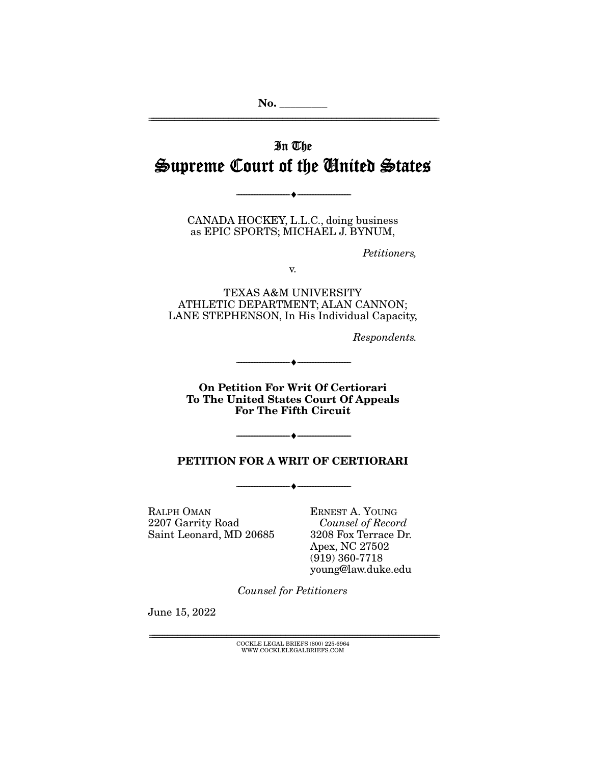No. ________

# In The Supreme Court of the United States

---

CANADA HOCKEY, L.L.C., doing business as EPIC SPORTS; MICHAEL J. BYNUM,

*Petitioners,*

v.

TEXAS A&M UNIVERSITY ATHLETIC DEPARTMENT; ALAN CANNON; LANE STEPHENSON, In His Individual Capacity,

*Respondents.*

---

**On Petition For Writ Of Certiorari To The United States Court Of Appeals For The Fifth Circuit**

---

## PETITION FOR A WRIT OF CERTIORARI

---

RALPH OMAN
2207 Garrity Road
Saint Leonard, MD 20685

ERNEST A. YOUNG
*Counsel of Record*
3208 Fox Terrace Dr.
Apex, NC 27502
(919) 360-7718
young@law.duke.edu

*Counsel for Petitioners*

June 15, 2022

COCKLE LEGAL BRIEFS (800) 225-6964
WWW.COCKLELEGALBRIEFS.COM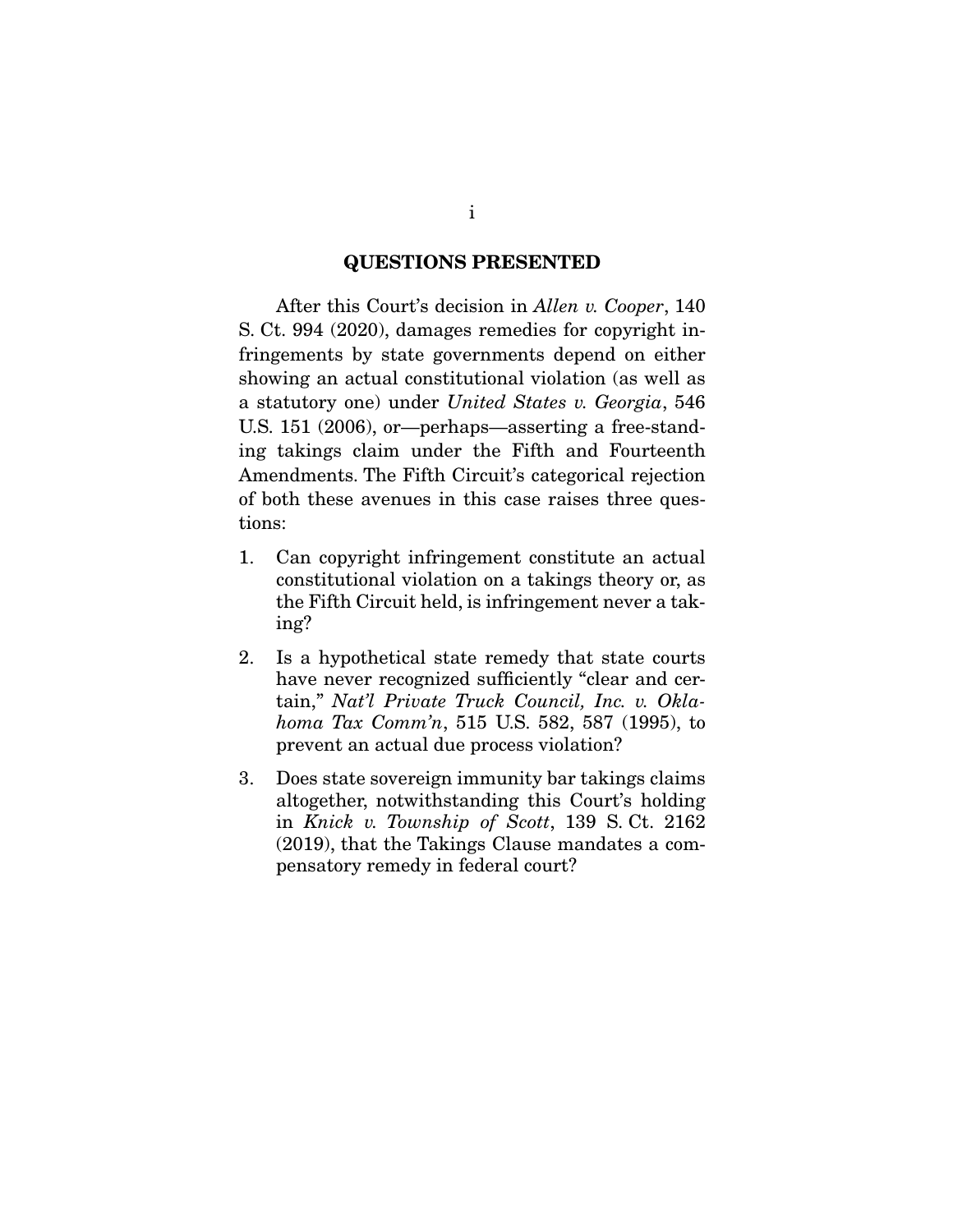## QUESTIONS PRESENTED

After this Court's decision in *Allen v. Cooper*, 140 S. Ct. 994 (2020), damages remedies for copyright infringements by state governments depend on either showing an actual constitutional violation (as well as a statutory one) under *United States v. Georgia*, 546 U.S. 151 (2006), or—perhaps—asserting a free-standing takings claim under the Fifth and Fourteenth Amendments. The Fifth Circuit's categorical rejection of both these avenues in this case raises three questions:

1. Can copyright infringement constitute an actual constitutional violation on a takings theory or, as the Fifth Circuit held, is infringement never a taking?
2. Is a hypothetical state remedy that state courts have never recognized sufficiently "clear and certain," *Nat'l Private Truck Council, Inc. v. Oklahoma Tax Comm'n*, 515 U.S. 582, 587 (1995), to prevent an actual due process violation?
3. Does state sovereign immunity bar takings claims altogether, notwithstanding this Court's holding in *Knick v. Township of Scott*, 139 S. Ct. 2162 (2019), that the Takings Clause mandates a compensatory remedy in federal court?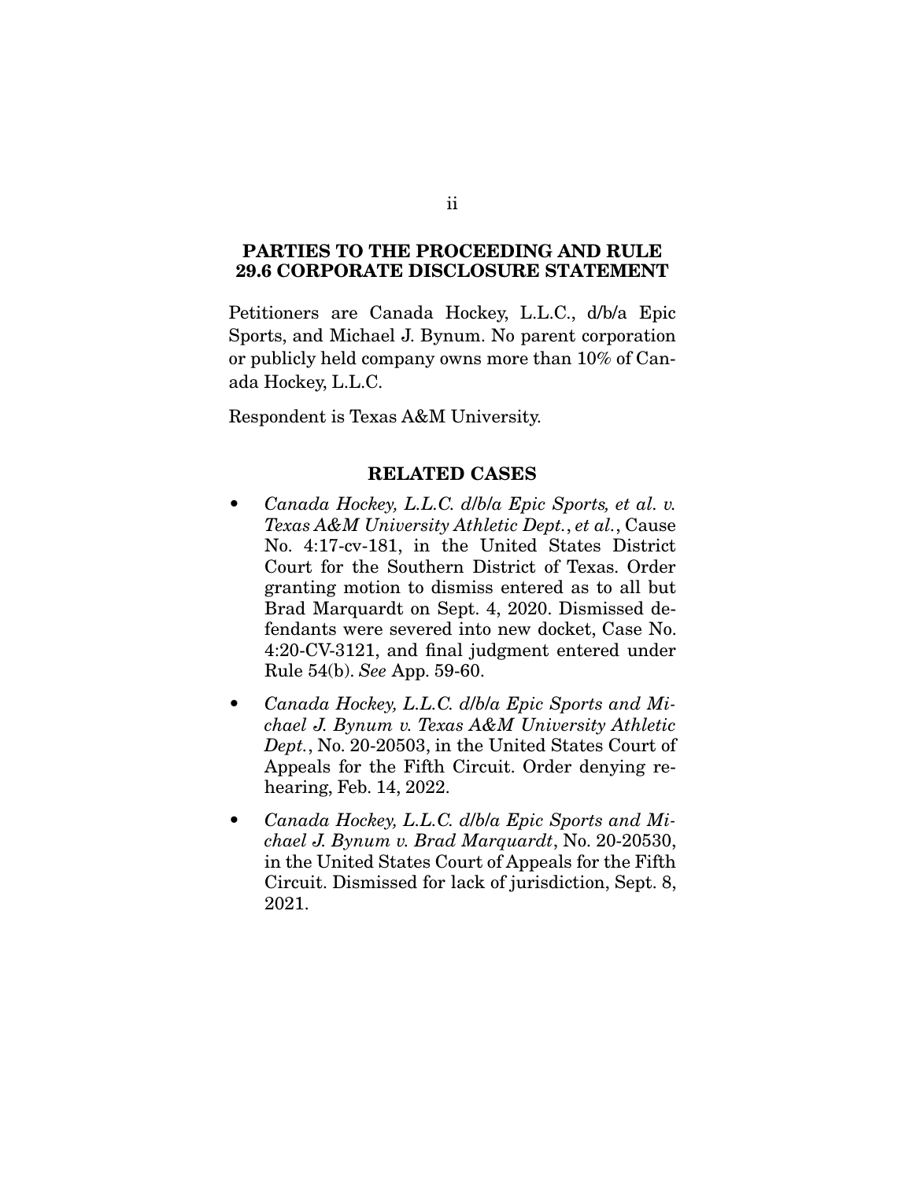## PARTIES TO THE PROCEEDING AND RULE 29.6 CORPORATE DISCLOSURE STATEMENT

Petitioners are Canada Hockey, L.L.C., d/b/a Epic Sports, and Michael J. Bynum. No parent corporation or publicly held company owns more than 10% of Canada Hockey, L.L.C.

Respondent is Texas A&M University.

## RELATED CASES

- *Canada Hockey, L.L.C. d/b/a Epic Sports, et al. v. Texas A&M University Athletic Dept.*, *et al.*, Cause No. 4:17-cv-181, in the United States District Court for the Southern District of Texas. Order granting motion to dismiss entered as to all but Brad Marquardt on Sept. 4, 2020. Dismissed defendants were severed into new docket, Case No. 4:20-CV-3121, and final judgment entered under Rule 54(b). *See* App. 59-60.

- *Canada Hockey, L.L.C. d/b/a Epic Sports and Michael J. Bynum v. Texas A&M University Athletic Dept.*, No. 20-20503, in the United States Court of Appeals for the Fifth Circuit. Order denying rehearing, Feb. 14, 2022.

- *Canada Hockey, L.L.C. d/b/a Epic Sports and Michael J. Bynum v. Brad Marquardt*, No. 20-20530, in the United States Court of Appeals for the Fifth Circuit. Dismissed for lack of jurisdiction, Sept. 8, 2021.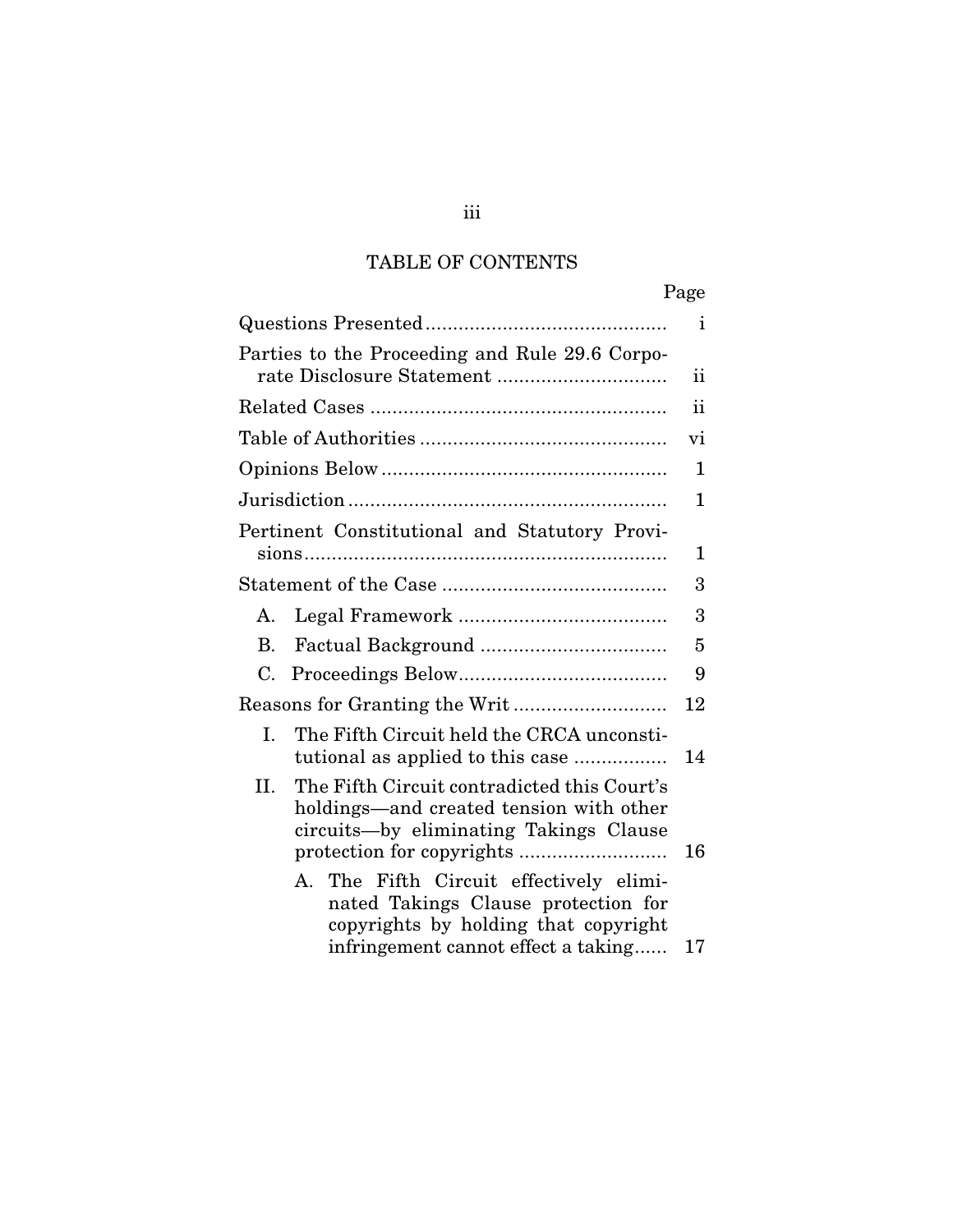# TABLE OF CONTENTS

| | Page |
|---|---|
| Questions Presented | i |
| Parties to the Proceeding and Rule 29.6 Corporate Disclosure Statement | ii |
| Related Cases | ii |
| Table of Authorities | vi |
| Opinions Below | 1 |
| Jurisdiction | 1 |
| Pertinent Constitutional and Statutory Provisions | 1 |
| Statement of the Case | 3 |
| A. Legal Framework | 3 |
| B. Factual Background | 5 |
| C. Proceedings Below | 9 |
| Reasons for Granting the Writ | 12 |
| I. The Fifth Circuit held the CRCA unconstitutional as applied to this case | 14 |
| II. The Fifth Circuit contradicted this Court's holdings—and created tension with other circuits—by eliminating Takings Clause protection for copyrights | 16 |
| A. The Fifth Circuit effectively eliminated Takings Clause protection for copyrights by holding that copyright infringement cannot effect a taking | 17 |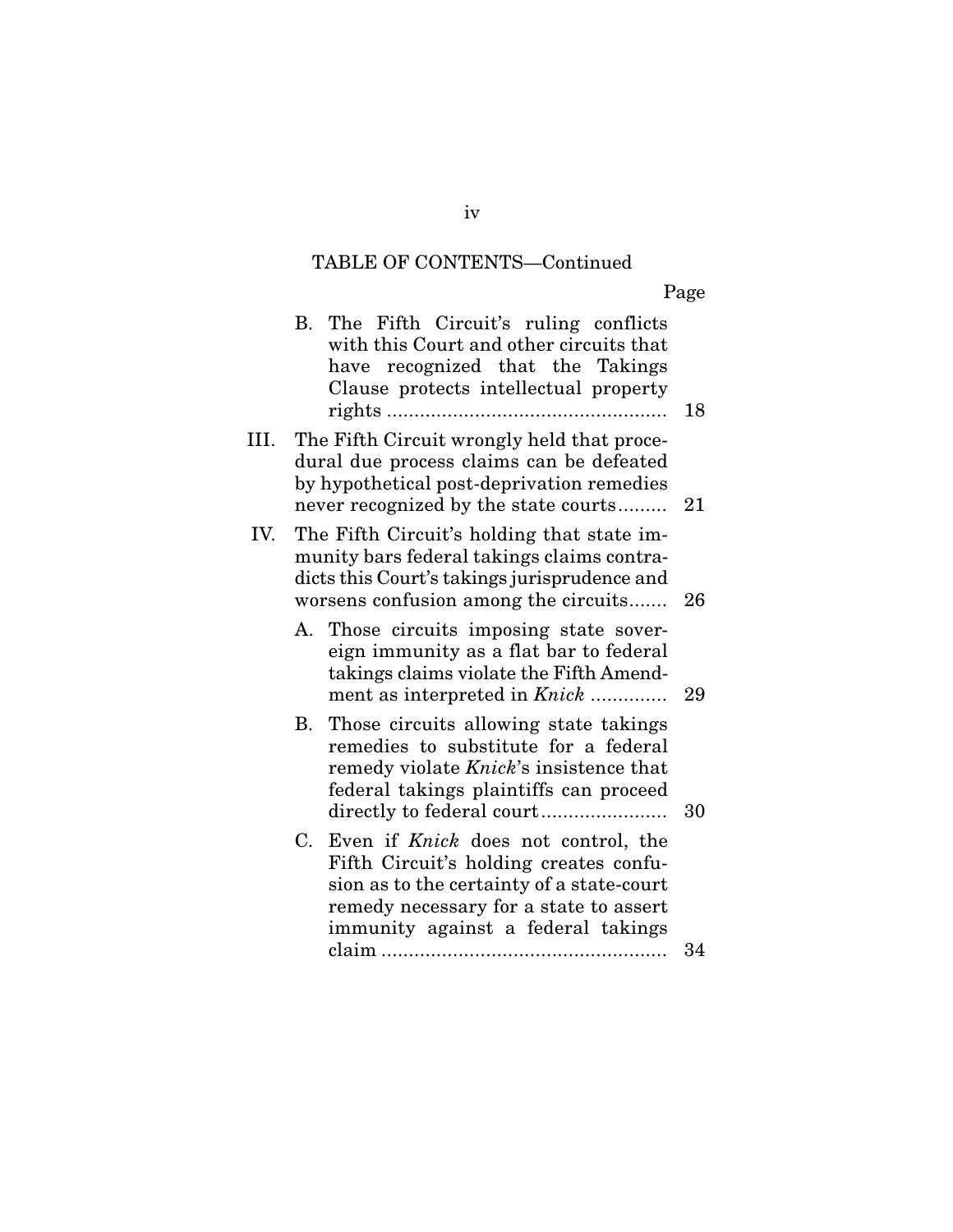TABLE OF CONTENTS—Continued

Page

- B. The Fifth Circuit's ruling conflicts with this Court and other circuits that have recognized that the Takings Clause protects intellectual property rights .................................................. 18

III. The Fifth Circuit wrongly held that procedural due process claims can be defeated by hypothetical post-deprivation remedies never recognized by the state courts......... 21

IV. The Fifth Circuit's holding that state immunity bars federal takings claims contradicts this Court's takings jurisprudence and worsens confusion among the circuits....... 26

- A. Those circuits imposing state sovereign immunity as a flat bar to federal takings claims violate the Fifth Amendment as interpreted in *Knick* ............. 29
- B. Those circuits allowing state takings remedies to substitute for a federal remedy violate *Knick*'s insistence that federal takings plaintiffs can proceed directly to federal court....................... 30
- C. Even if *Knick* does not control, the Fifth Circuit's holding creates confusion as to the certainty of a state-court remedy necessary for a state to assert immunity against a federal takings claim .................................................... 34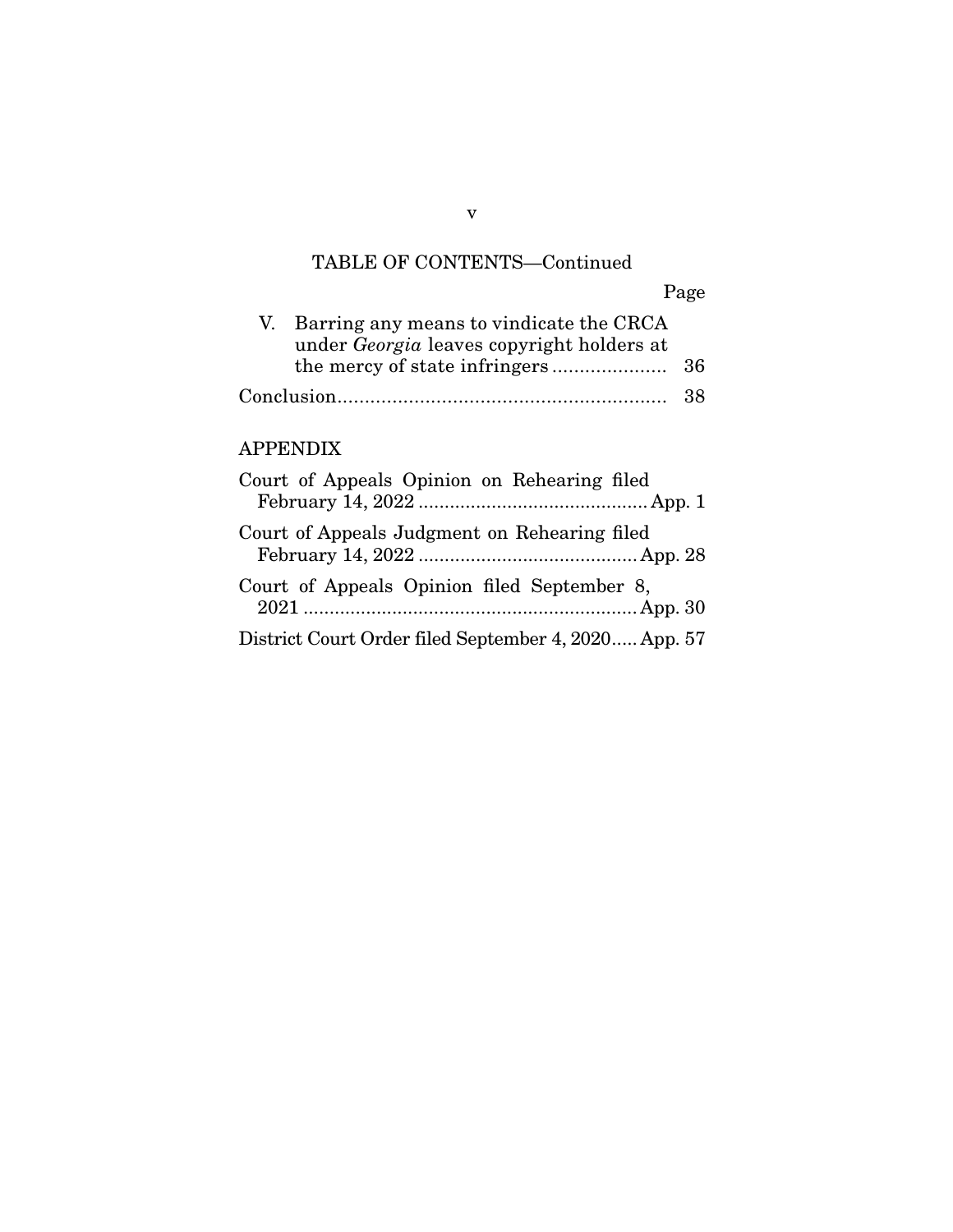TABLE OF CONTENTS—Continued

| | Page |
|---|---|
| V. Barring any means to vindicate the CRCA under *Georgia* leaves copyright holders at the mercy of state infringers | 36 |
| Conclusion | 38 |

APPENDIX

| | |
|---|---|
| Court of Appeals Opinion on Rehearing filed February 14, 2022 | App. 1 |
| Court of Appeals Judgment on Rehearing filed February 14, 2022 | App. 28 |
| Court of Appeals Opinion filed September 8, 2021 | App. 30 |
| District Court Order filed September 4, 2020 | App. 57 |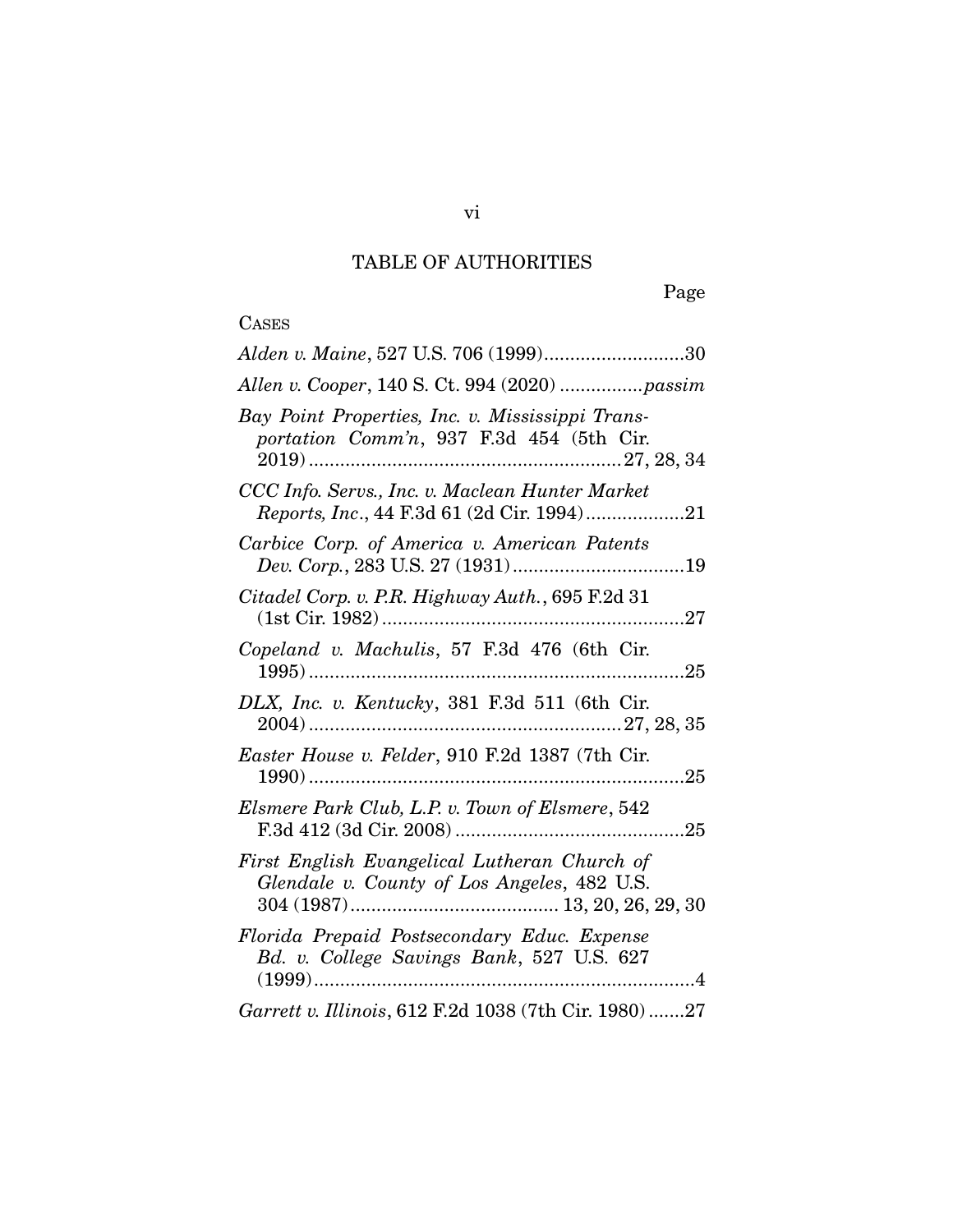# TABLE OF AUTHORITIES

Page

CASES

*Alden v. Maine*, 527 U.S. 706 (1999)...........................30

*Allen v. Cooper*, 140 S. Ct. 994 (2020) ................*passim*

*Bay Point Properties, Inc. v. Mississippi Transportation Comm'n*, 937 F.3d 454 (5th Cir. 2019)...........................................................27, 28, 34

*CCC Info. Servs., Inc. v. Maclean Hunter Market Reports, Inc.*, 44 F.3d 61 (2d Cir. 1994)...................21

*Carbice Corp. of America v. American Patents Dev. Corp.*, 283 U.S. 27 (1931).................................19

*Citadel Corp. v. P.R. Highway Auth.*, 695 F.2d 31 (1st Cir. 1982)..........................................................27

*Copeland v. Machulis*, 57 F.3d 476 (6th Cir. 1995)........................................................................25

*DLX, Inc. v. Kentucky*, 381 F.3d 511 (6th Cir. 2004)...........................................................27, 28, 35

*Easter House v. Felder*, 910 F.2d 1387 (7th Cir. 1990)........................................................................25

*Elsmere Park Club, L.P. v. Town of Elsmere*, 542 F.3d 412 (3d Cir. 2008)............................................25

*First English Evangelical Lutheran Church of Glendale v. County of Los Angeles*, 482 U.S. 304 (1987)....................................... 13, 20, 26, 29, 30

*Florida Prepaid Postsecondary Educ. Expense Bd. v. College Savings Bank*, 527 U.S. 627 (1999)........................................................................4

*Garrett v. Illinois*, 612 F.2d 1038 (7th Cir. 1980).......27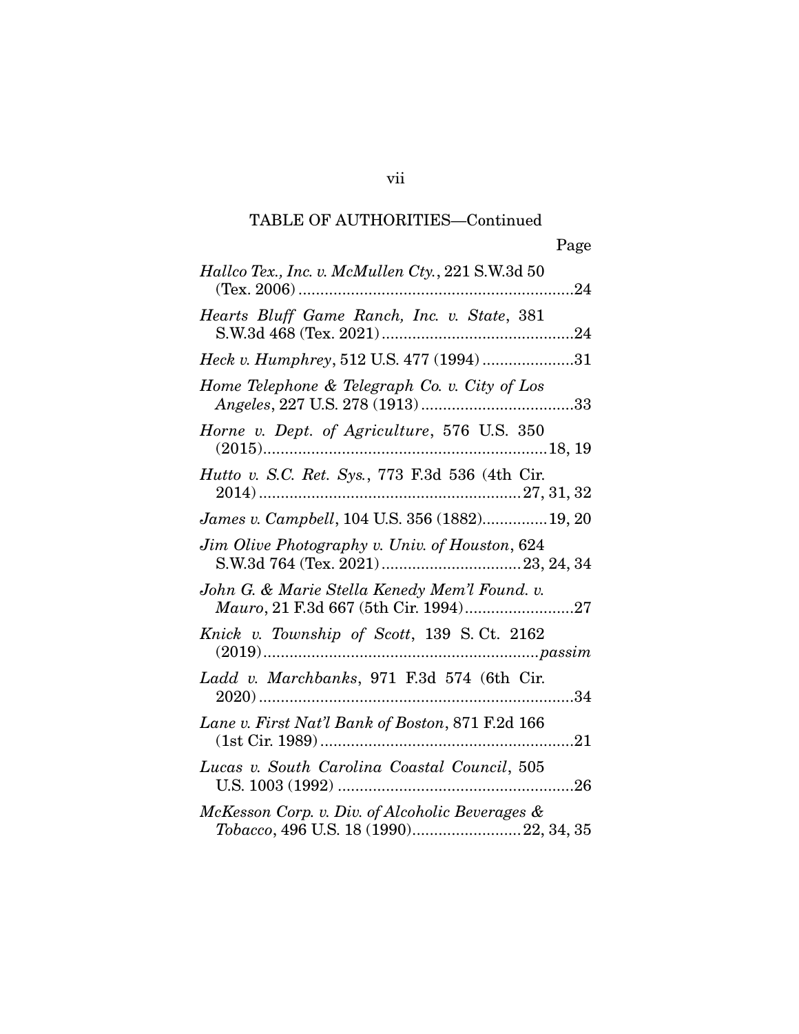TABLE OF AUTHORITIES—Continued

| | Page |
|---|---|
| *Hallco Tex., Inc. v. McMullen Cty.*, 221 S.W.3d 50 (Tex. 2006) | 24 |
| *Hearts Bluff Game Ranch, Inc. v. State*, 381 S.W.3d 468 (Tex. 2021) | 24 |
| *Heck v. Humphrey*, 512 U.S. 477 (1994) | 31 |
| *Home Telephone & Telegraph Co. v. City of Los Angeles*, 227 U.S. 278 (1913) | 33 |
| *Horne v. Dept. of Agriculture*, 576 U.S. 350 (2015) | 18, 19 |
| *Hutto v. S.C. Ret. Sys.*, 773 F.3d 536 (4th Cir. 2014) | 27, 31, 32 |
| *James v. Campbell*, 104 U.S. 356 (1882) | 19, 20 |
| *Jim Olive Photography v. Univ. of Houston*, 624 S.W.3d 764 (Tex. 2021) | 23, 24, 34 |
| *John G. & Marie Stella Kenedy Mem'l Found. v. Mauro*, 21 F.3d 667 (5th Cir. 1994) | 27 |
| *Knick v. Township of Scott*, 139 S. Ct. 2162 (2019) | *passim* |
| *Ladd v. Marchbanks*, 971 F.3d 574 (6th Cir. 2020) | 34 |
| *Lane v. First Nat'l Bank of Boston*, 871 F.2d 166 (1st Cir. 1989) | 21 |
| *Lucas v. South Carolina Coastal Council*, 505 U.S. 1003 (1992) | 26 |
| *McKesson Corp. v. Div. of Alcoholic Beverages & Tobacco*, 496 U.S. 18 (1990) | 22, 34, 35 |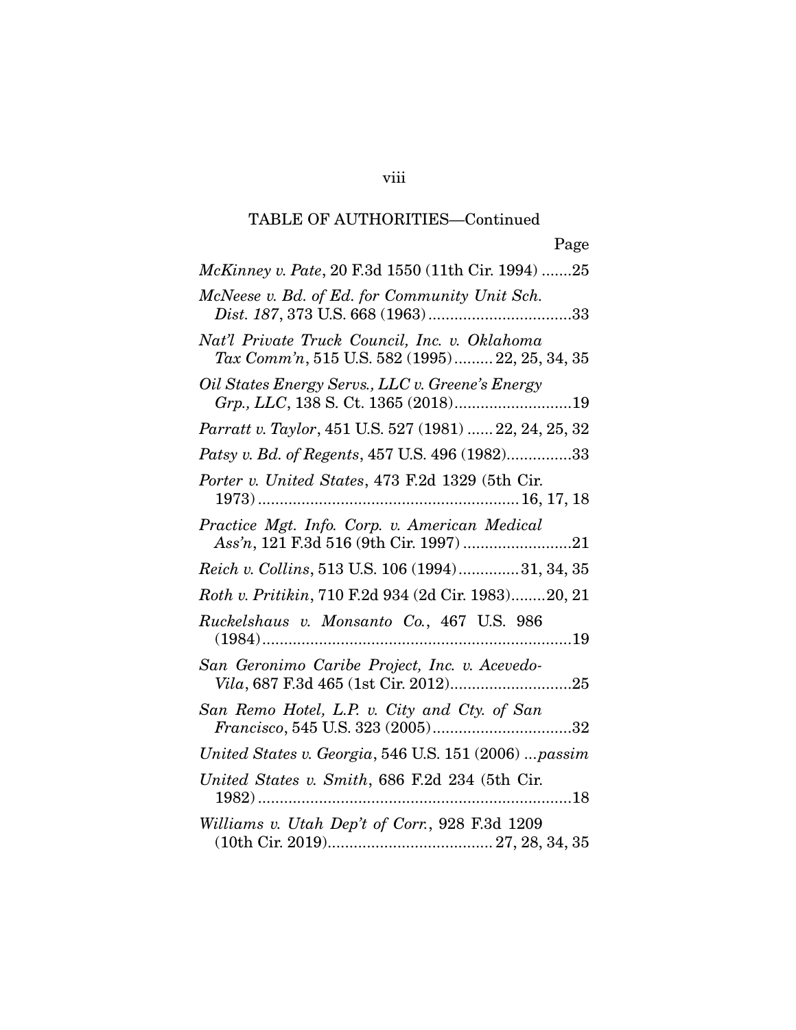TABLE OF AUTHORITIES—Continued

Page

*McKinney v. Pate*, 20 F.3d 1550 (11th Cir. 1994) .......25

*McNeese v. Bd. of Ed. for Community Unit Sch. Dist. 187*, 373 U.S. 668 (1963) .................................33

*Nat'l Private Truck Council, Inc. v. Oklahoma Tax Comm'n*, 515 U.S. 582 (1995) ......... 22, 25, 34, 35

*Oil States Energy Servs., LLC v. Greene's Energy Grp., LLC*, 138 S. Ct. 1365 (2018) ...........................19

*Parratt v. Taylor*, 451 U.S. 527 (1981) ...... 22, 24, 25, 32

*Patsy v. Bd. of Regents*, 457 U.S. 496 (1982)...............33

*Porter v. United States*, 473 F.2d 1329 (5th Cir. 1973) ........................................................... 16, 17, 18

*Practice Mgt. Info. Corp. v. American Medical Ass'n*, 121 F.3d 516 (9th Cir. 1997) .........................21

*Reich v. Collins*, 513 U.S. 106 (1994) .............. 31, 34, 35

*Roth v. Pritikin*, 710 F.2d 934 (2d Cir. 1983)........20, 21

*Ruckelshaus v. Monsanto Co.*, 467 U.S. 986 (1984) .......................................................................19

*San Geronimo Caribe Project, Inc. v. Acevedo-Vila*, 687 F.3d 465 (1st Cir. 2012) ............................25

*San Remo Hotel, L.P. v. City and Cty. of San Francisco*, 545 U.S. 323 (2005) ................................32

*United States v. Georgia*, 546 U.S. 151 (2006) ...*passim*

*United States v. Smith*, 686 F.2d 234 (5th Cir. 1982) ........................................................................18

*Williams v. Utah Dep't of Corr.*, 928 F.3d 1209 (10th Cir. 2019) ...................................... 27, 28, 34, 35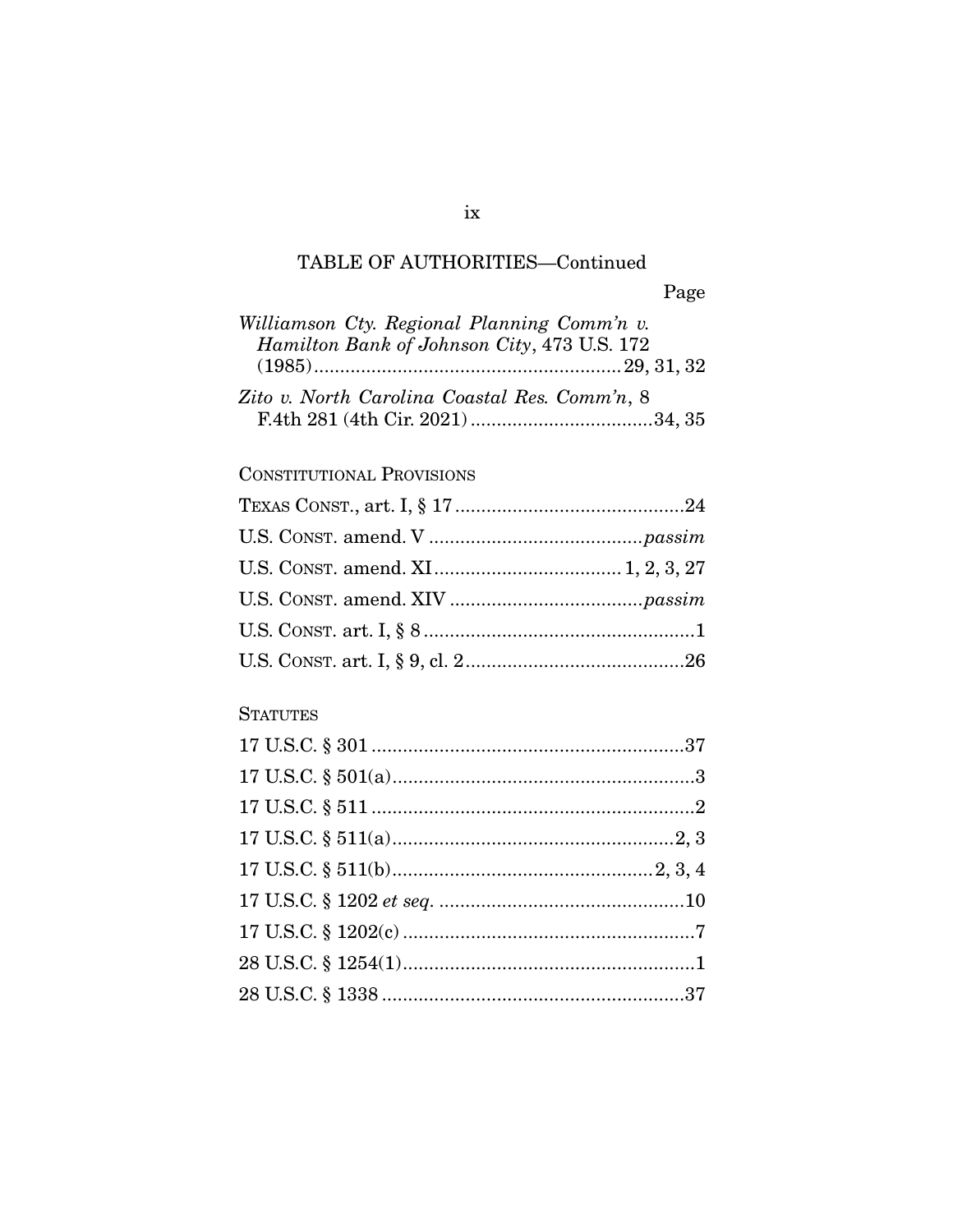TABLE OF AUTHORITIES—Continued

Page

*Williamson Cty. Regional Planning Comm'n v. Hamilton Bank of Johnson City*, 473 U.S. 172 (1985) .......... 29, 31, 32

*Zito v. North Carolina Coastal Res. Comm'n*, 8 F.4th 281 (4th Cir. 2021) .......... 34, 35

CONSTITUTIONAL PROVISIONS

TEXAS CONST., art. I, § 17 .......... 24

U.S. CONST. amend. V .......... *passim*

U.S. CONST. amend. XI .......... 1, 2, 3, 27

U.S. CONST. amend. XIV .......... *passim*

U.S. CONST. art. I, § 8 .......... 1

U.S. CONST. art. I, § 9, cl. 2 .......... 26

STATUTES

17 U.S.C. § 301 .......... 37

17 U.S.C. § 501(a) .......... 3

17 U.S.C. § 511 .......... 2

17 U.S.C. § 511(a) .......... 2, 3

17 U.S.C. § 511(b) .......... 2, 3, 4

17 U.S.C. § 1202 *et seq.* .......... 10

17 U.S.C. § 1202(c) .......... 7

28 U.S.C. § 1254(1) .......... 1

28 U.S.C. § 1338 .......... 37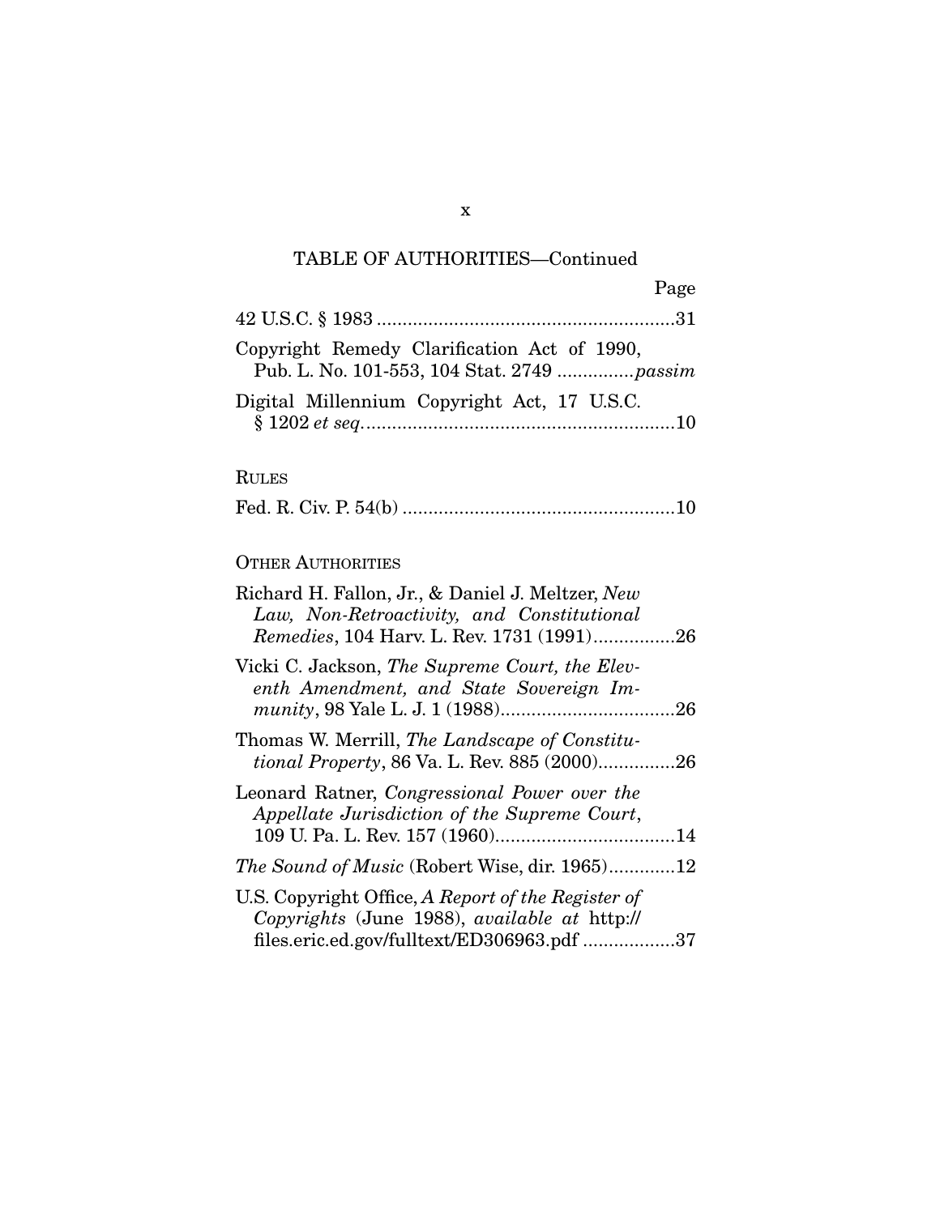TABLE OF AUTHORITIES—Continued

| | Page |
|---|---|
| 42 U.S.C. § 1983 | 31 |
| Copyright Remedy Clarification Act of 1990, Pub. L. No. 101-553, 104 Stat. 2749 | *passim* |
| Digital Millennium Copyright Act, 17 U.S.C. § 1202 *et seq.* | 10 |

RULES

| | |
|---|---|
| Fed. R. Civ. P. 54(b) | 10 |

OTHER AUTHORITIES

| | |
|---|---|
| Richard H. Fallon, Jr., & Daniel J. Meltzer, *New Law, Non-Retroactivity, and Constitutional Remedies*, 104 Harv. L. Rev. 1731 (1991) | 26 |
| Vicki C. Jackson, *The Supreme Court, the Eleventh Amendment, and State Sovereign Immunity*, 98 Yale L. J. 1 (1988) | 26 |
| Thomas W. Merrill, *The Landscape of Constitutional Property*, 86 Va. L. Rev. 885 (2000) | 26 |
| Leonard Ratner, *Congressional Power over the Appellate Jurisdiction of the Supreme Court*, 109 U. Pa. L. Rev. 157 (1960) | 14 |
| *The Sound of Music* (Robert Wise, dir. 1965) | 12 |
| U.S. Copyright Office, *A Report of the Register of Copyrights* (June 1988), *available at* http://files.eric.ed.gov/fulltext/ED306963.pdf | 37 |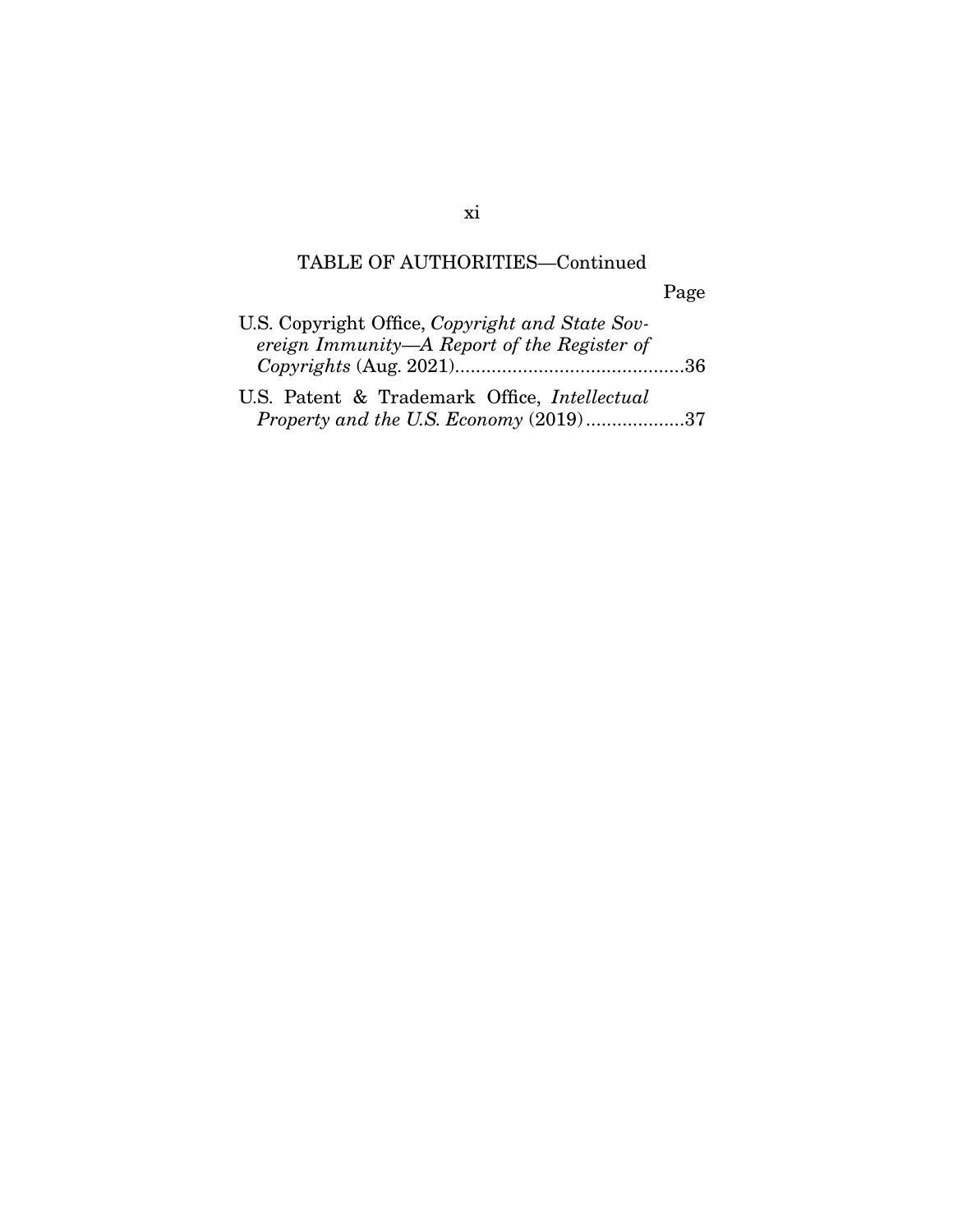TABLE OF AUTHORITIES—Continued

Page

U.S. Copyright Office, *Copyright and State Sovereign Immunity—A Report of the Register of Copyrights* (Aug. 2021)............................................36

U.S. Patent & Trademark Office, *Intellectual Property and the U.S. Economy* (2019)...................37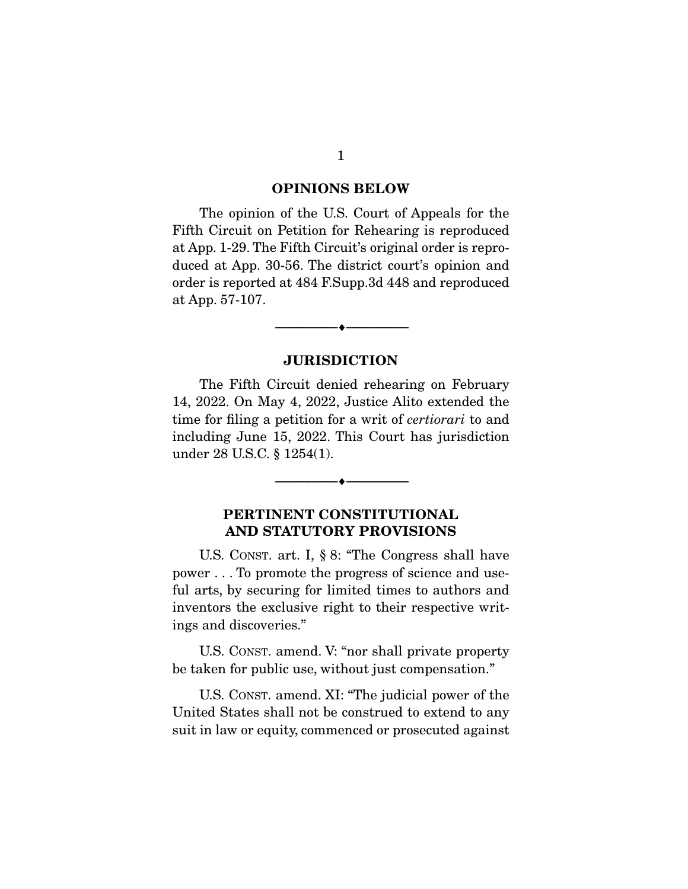## OPINIONS BELOW

The opinion of the U.S. Court of Appeals for the Fifth Circuit on Petition for Rehearing is reproduced at App. 1-29. The Fifth Circuit's original order is reproduced at App. 30-56. The district court's opinion and order is reported at 484 F.Supp.3d 448 and reproduced at App. 57-107.

---

## JURISDICTION

The Fifth Circuit denied rehearing on February 14, 2022. On May 4, 2022, Justice Alito extended the time for filing a petition for a writ of *certiorari* to and including June 15, 2022. This Court has jurisdiction under 28 U.S.C. § 1254(1).

---

## PERTINENT CONSTITUTIONAL AND STATUTORY PROVISIONS

U.S. CONST. art. I, § 8: "The Congress shall have power . . . To promote the progress of science and useful arts, by securing for limited times to authors and inventors the exclusive right to their respective writings and discoveries."

U.S. CONST. amend. V: "nor shall private property be taken for public use, without just compensation."

U.S. CONST. amend. XI: "The judicial power of the United States shall not be construed to extend to any suit in law or equity, commenced or prosecuted against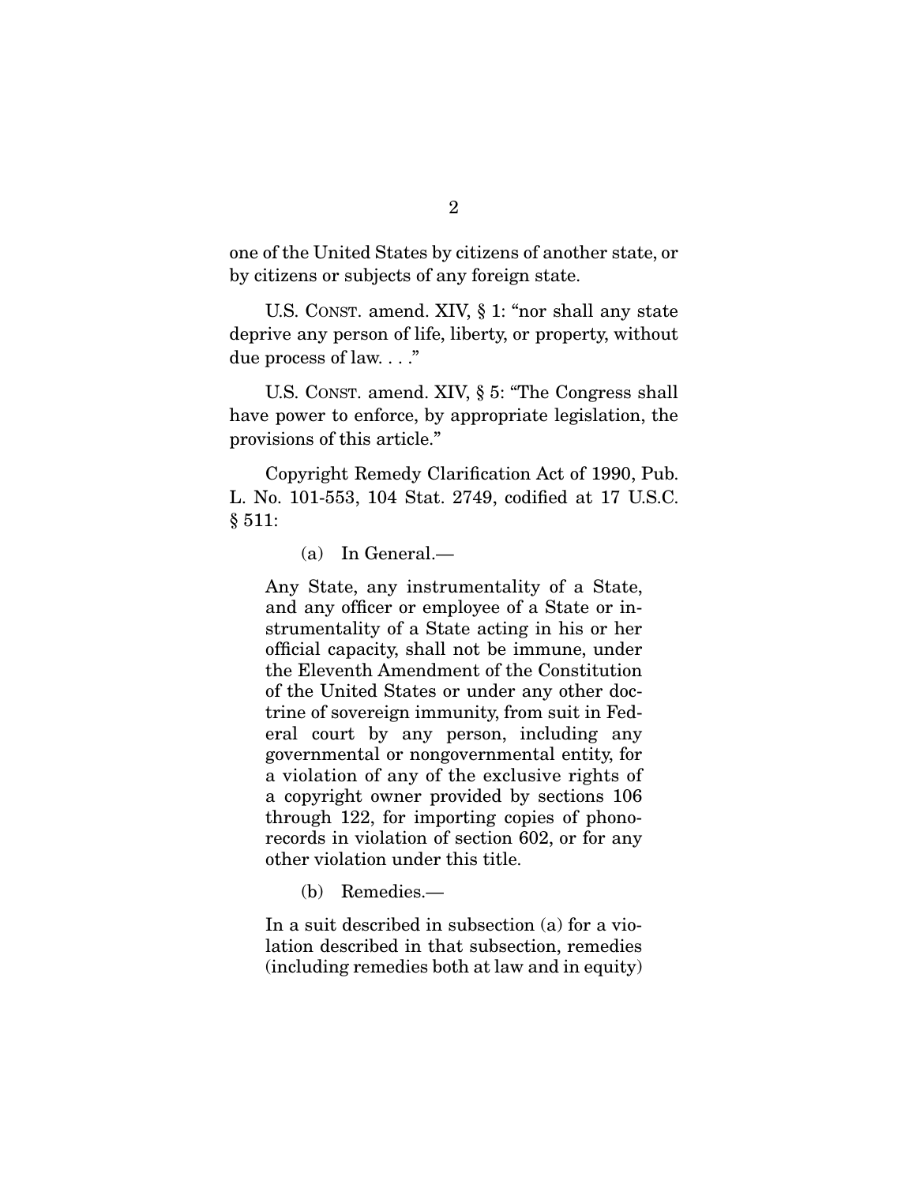one of the United States by citizens of another state, or by citizens or subjects of any foreign state.

U.S. CONST. amend. XIV, § 1: "nor shall any state deprive any person of life, liberty, or property, without due process of law. . . ."

U.S. CONST. amend. XIV, § 5: "The Congress shall have power to enforce, by appropriate legislation, the provisions of this article."

Copyright Remedy Clarification Act of 1990, Pub. L. No. 101-553, 104 Stat. 2749, codified at 17 U.S.C. § 511:

> (a) In General.—
>
> Any State, any instrumentality of a State, and any officer or employee of a State or instrumentality of a State acting in his or her official capacity, shall not be immune, under the Eleventh Amendment of the Constitution of the United States or under any other doctrine of sovereign immunity, from suit in Federal court by any person, including any governmental or nongovernmental entity, for a violation of any of the exclusive rights of a copyright owner provided by sections 106 through 122, for importing copies of phonorecords in violation of section 602, or for any other violation under this title.
>
> (b) Remedies.—
>
> In a suit described in subsection (a) for a violation described in that subsection, remedies (including remedies both at law and in equity)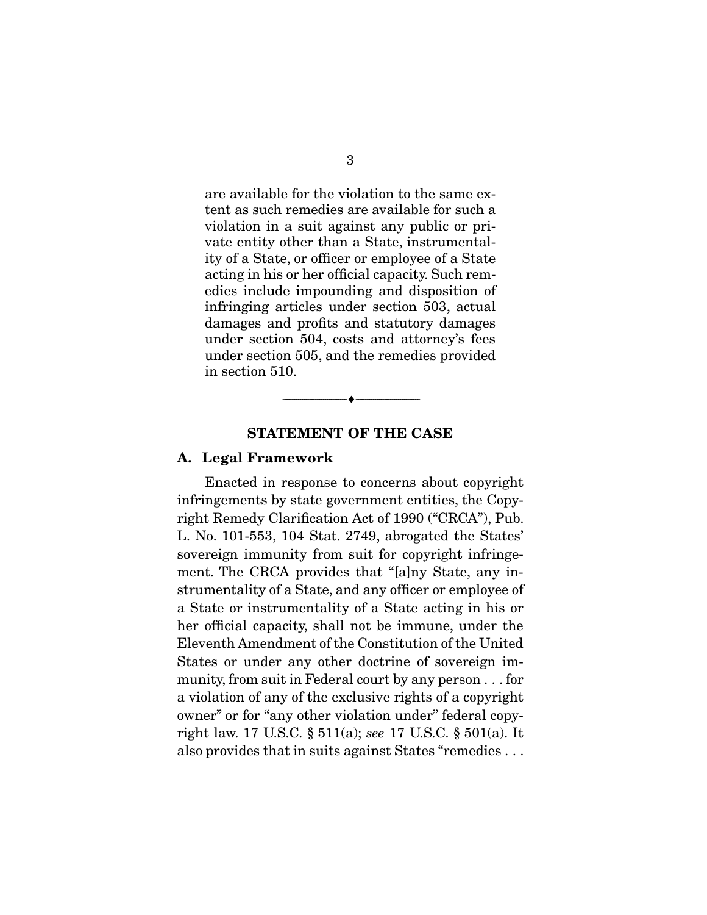are available for the violation to the same extent as such remedies are available for such a violation in a suit against any public or private entity other than a State, instrumentality of a State, or officer or employee of a State acting in his or her official capacity. Such remedies include impounding and disposition of infringing articles under section 503, actual damages and profits and statutory damages under section 504, costs and attorney's fees under section 505, and the remedies provided in section 510.

---

## STATEMENT OF THE CASE

### A. Legal Framework

Enacted in response to concerns about copyright infringements by state government entities, the Copyright Remedy Clarification Act of 1990 ("CRCA"), Pub. L. No. 101-553, 104 Stat. 2749, abrogated the States' sovereign immunity from suit for copyright infringement. The CRCA provides that "[a]ny State, any instrumentality of a State, and any officer or employee of a State or instrumentality of a State acting in his or her official capacity, shall not be immune, under the Eleventh Amendment of the Constitution of the United States or under any other doctrine of sovereign immunity, from suit in Federal court by any person . . . for a violation of any of the exclusive rights of a copyright owner" or for "any other violation under" federal copyright law. 17 U.S.C. § 511(a); *see* 17 U.S.C. § 501(a). It also provides that in suits against States "remedies . . .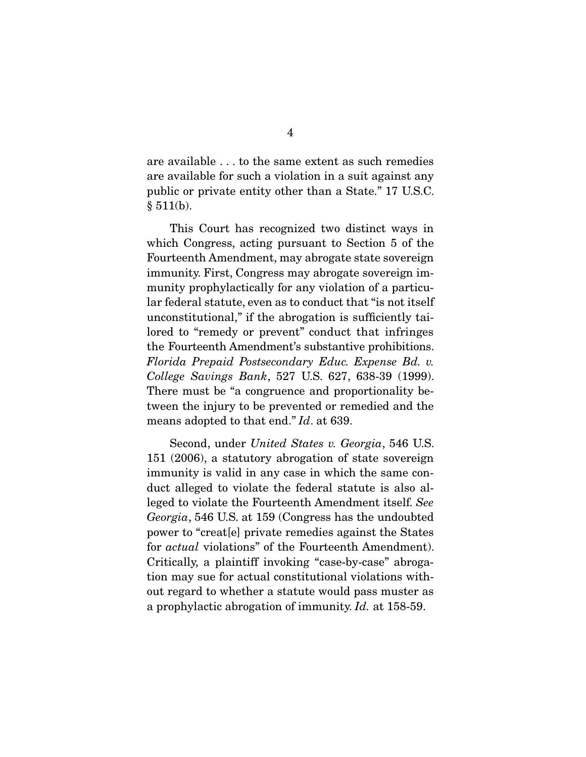are available . . . to the same extent as such remedies are available for such a violation in a suit against any public or private entity other than a State." 17 U.S.C. § 511(b).

This Court has recognized two distinct ways in which Congress, acting pursuant to Section 5 of the Fourteenth Amendment, may abrogate state sovereign immunity. First, Congress may abrogate sovereign immunity prophylactically for any violation of a particular federal statute, even as to conduct that "is not itself unconstitutional," if the abrogation is sufficiently tailored to "remedy or prevent" conduct that infringes the Fourteenth Amendment's substantive prohibitions. *Florida Prepaid Postsecondary Educ. Expense Bd. v. College Savings Bank*, 527 U.S. 627, 638-39 (1999). There must be "a congruence and proportionality between the injury to be prevented or remedied and the means adopted to that end." *Id*. at 639.

Second, under *United States v. Georgia*, 546 U.S. 151 (2006), a statutory abrogation of state sovereign immunity is valid in any case in which the same conduct alleged to violate the federal statute is also alleged to violate the Fourteenth Amendment itself. *See Georgia*, 546 U.S. at 159 (Congress has the undoubted power to "creat[e] private remedies against the States for *actual* violations" of the Fourteenth Amendment). Critically, a plaintiff invoking "case-by-case" abrogation may sue for actual constitutional violations without regard to whether a statute would pass muster as a prophylactic abrogation of immunity. *Id.* at 158-59.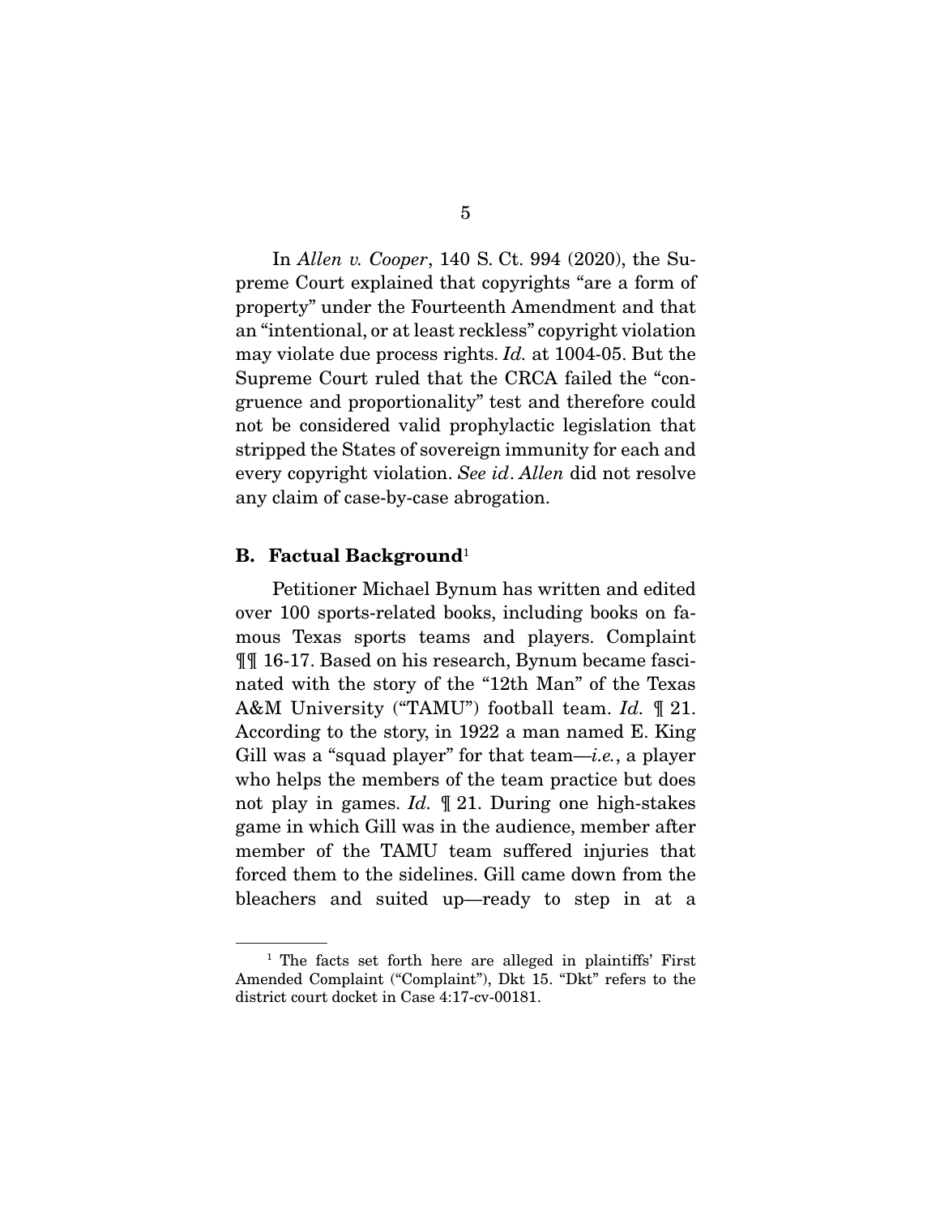In *Allen v. Cooper*, 140 S. Ct. 994 (2020), the Supreme Court explained that copyrights "are a form of property" under the Fourteenth Amendment and that an "intentional, or at least reckless" copyright violation may violate due process rights. *Id.* at 1004-05. But the Supreme Court ruled that the CRCA failed the "congruence and proportionality" test and therefore could not be considered valid prophylactic legislation that stripped the States of sovereign immunity for each and every copyright violation. *See id*. *Allen* did not resolve any claim of case-by-case abrogation.

### B. Factual Background[1]

Petitioner Michael Bynum has written and edited over 100 sports-related books, including books on famous Texas sports teams and players. Complaint ¶¶ 16-17. Based on his research, Bynum became fascinated with the story of the "12th Man" of the Texas A&M University ("TAMU") football team. *Id.* ¶ 21. According to the story, in 1922 a man named E. King Gill was a "squad player" for that team—*i.e.*, a player who helps the members of the team practice but does not play in games. *Id.* ¶ 21. During one high-stakes game in which Gill was in the audience, member after member of the TAMU team suffered injuries that forced them to the sidelines. Gill came down from the bleachers and suited up—ready to step in at a

[1] The facts set forth here are alleged in plaintiffs' First Amended Complaint ("Complaint"), Dkt 15. "Dkt" refers to the district court docket in Case 4:17-cv-00181.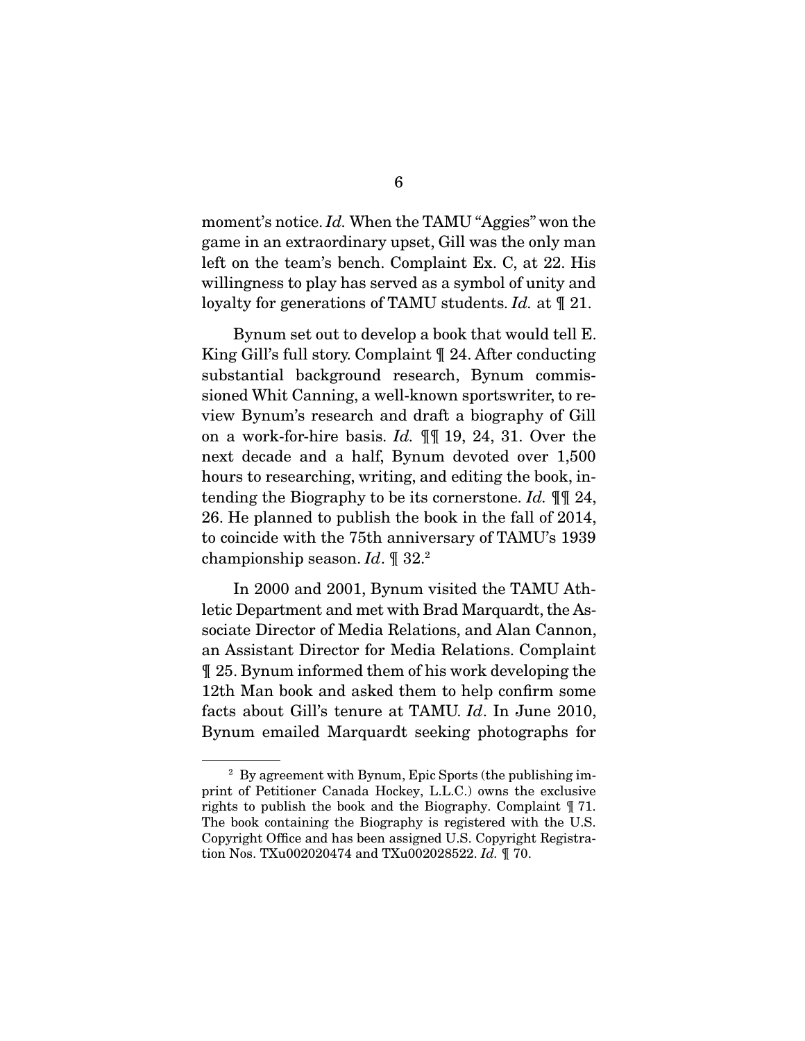moment's notice. *Id.* When the TAMU "Aggies" won the game in an extraordinary upset, Gill was the only man left on the team's bench. Complaint Ex. C, at 22. His willingness to play has served as a symbol of unity and loyalty for generations of TAMU students. *Id.* at ¶ 21.

Bynum set out to develop a book that would tell E. King Gill's full story. Complaint ¶ 24. After conducting substantial background research, Bynum commissioned Whit Canning, a well-known sportswriter, to review Bynum's research and draft a biography of Gill on a work-for-hire basis. *Id.* ¶¶ 19, 24, 31. Over the next decade and a half, Bynum devoted over 1,500 hours to researching, writing, and editing the book, intending the Biography to be its cornerstone. *Id.* ¶¶ 24, 26. He planned to publish the book in the fall of 2014, to coincide with the 75th anniversary of TAMU's 1939 championship season. *Id*. ¶ 32.[2]

In 2000 and 2001, Bynum visited the TAMU Athletic Department and met with Brad Marquardt, the Associate Director of Media Relations, and Alan Cannon, an Assistant Director for Media Relations. Complaint ¶ 25. Bynum informed them of his work developing the 12th Man book and asked them to help confirm some facts about Gill's tenure at TAMU. *Id*. In June 2010, Bynum emailed Marquardt seeking photographs for

---

[2] By agreement with Bynum, Epic Sports (the publishing imprint of Petitioner Canada Hockey, L.L.C.) owns the exclusive rights to publish the book and the Biography. Complaint ¶ 71. The book containing the Biography is registered with the U.S. Copyright Office and has been assigned U.S. Copyright Registration Nos. TXu002020474 and TXu002028522. *Id.* ¶ 70.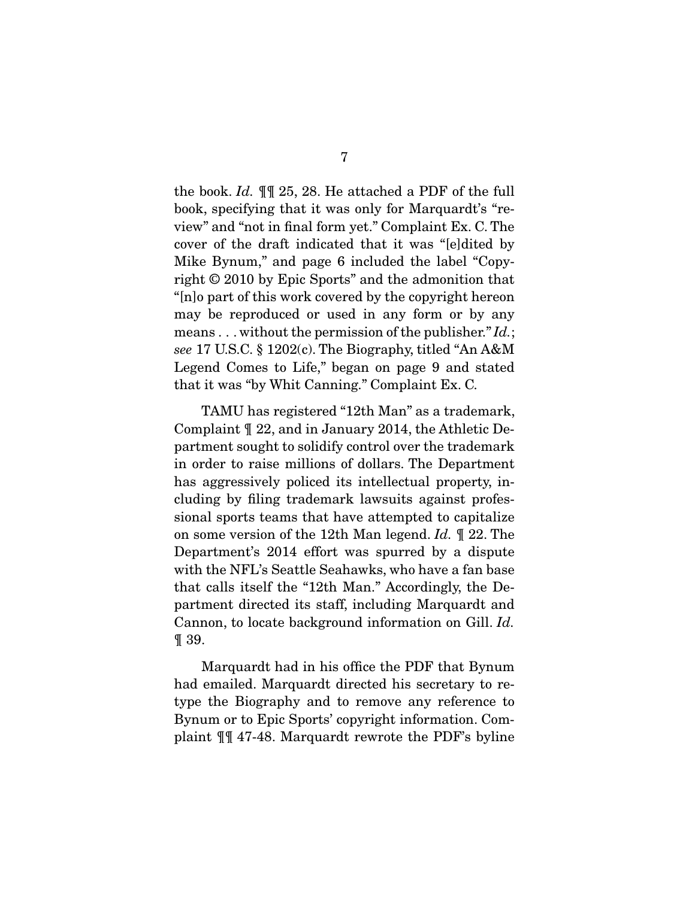the book. *Id.* ¶¶ 25, 28. He attached a PDF of the full book, specifying that it was only for Marquardt's "review" and "not in final form yet." Complaint Ex. C. The cover of the draft indicated that it was "[e]dited by Mike Bynum," and page 6 included the label "Copyright © 2010 by Epic Sports" and the admonition that "[n]o part of this work covered by the copyright hereon may be reproduced or used in any form or by any means . . . without the permission of the publisher." *Id.*; *see* 17 U.S.C. § 1202(c). The Biography, titled "An A&M Legend Comes to Life," began on page 9 and stated that it was "by Whit Canning." Complaint Ex. C.

TAMU has registered "12th Man" as a trademark, Complaint ¶ 22, and in January 2014, the Athletic Department sought to solidify control over the trademark in order to raise millions of dollars. The Department has aggressively policed its intellectual property, including by filing trademark lawsuits against professional sports teams that have attempted to capitalize on some version of the 12th Man legend. *Id.* ¶ 22. The Department's 2014 effort was spurred by a dispute with the NFL's Seattle Seahawks, who have a fan base that calls itself the "12th Man." Accordingly, the Department directed its staff, including Marquardt and Cannon, to locate background information on Gill. *Id.* ¶ 39.

Marquardt had in his office the PDF that Bynum had emailed. Marquardt directed his secretary to retype the Biography and to remove any reference to Bynum or to Epic Sports' copyright information. Complaint ¶¶ 47-48. Marquardt rewrote the PDF's byline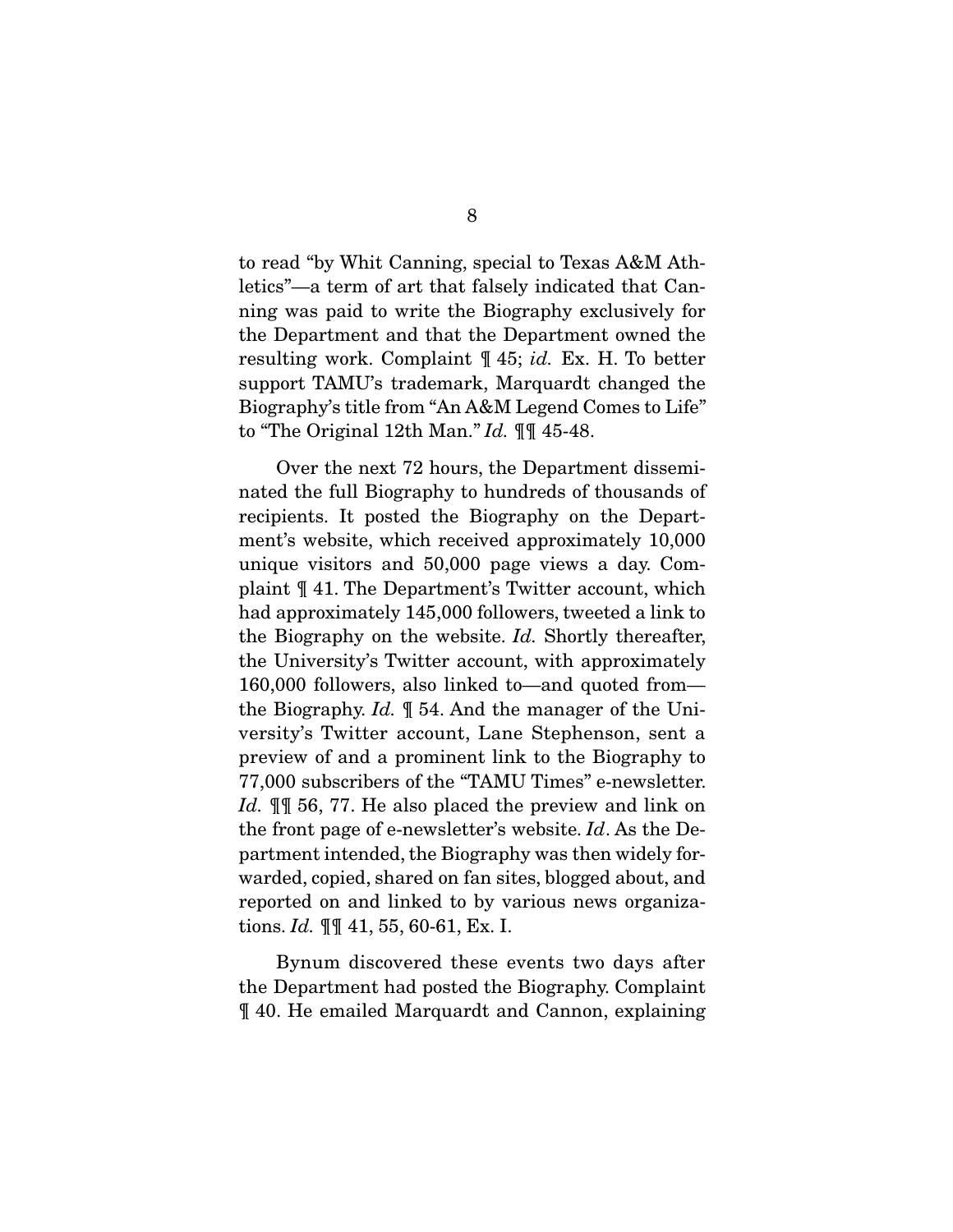to read "by Whit Canning, special to Texas A&M Athletics"—a term of art that falsely indicated that Canning was paid to write the Biography exclusively for the Department and that the Department owned the resulting work. Complaint ¶ 45; *id.* Ex. H. To better support TAMU's trademark, Marquardt changed the Biography's title from "An A&M Legend Comes to Life" to "The Original 12th Man." *Id.* ¶¶ 45-48.

Over the next 72 hours, the Department disseminated the full Biography to hundreds of thousands of recipients. It posted the Biography on the Department's website, which received approximately 10,000 unique visitors and 50,000 page views a day. Complaint ¶ 41. The Department's Twitter account, which had approximately 145,000 followers, tweeted a link to the Biography on the website. *Id.* Shortly thereafter, the University's Twitter account, with approximately 160,000 followers, also linked to—and quoted from—the Biography. *Id.* ¶ 54. And the manager of the University's Twitter account, Lane Stephenson, sent a preview of and a prominent link to the Biography to 77,000 subscribers of the "TAMU Times" e-newsletter. *Id.* ¶¶ 56, 77. He also placed the preview and link on the front page of e-newsletter's website. *Id*. As the Department intended, the Biography was then widely forwarded, copied, shared on fan sites, blogged about, and reported on and linked to by various news organizations. *Id.* ¶¶ 41, 55, 60-61, Ex. I.

Bynum discovered these events two days after the Department had posted the Biography. Complaint ¶ 40. He emailed Marquardt and Cannon, explaining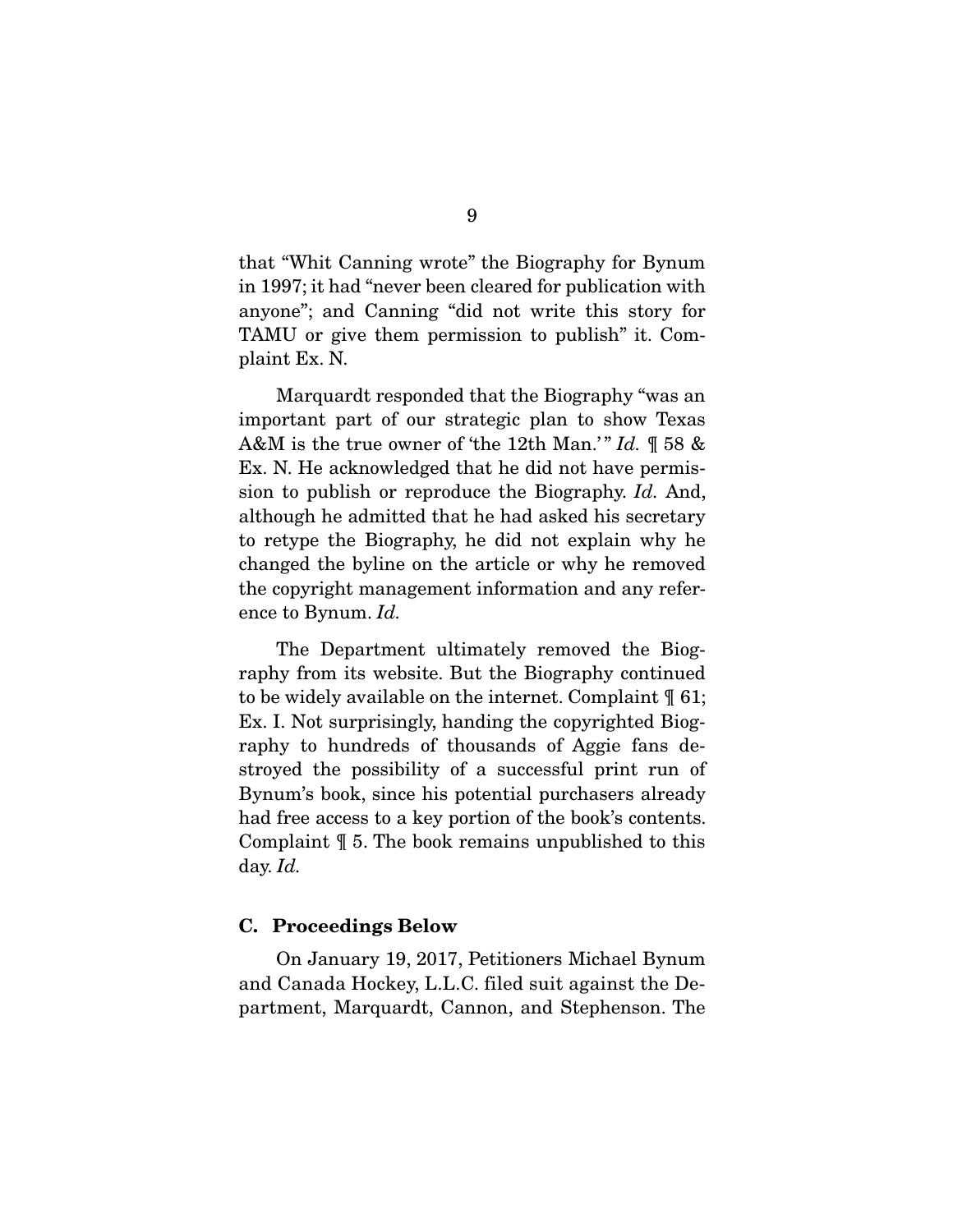that "Whit Canning wrote" the Biography for Bynum in 1997; it had "never been cleared for publication with anyone"; and Canning "did not write this story for TAMU or give them permission to publish" it. Complaint Ex. N.

Marquardt responded that the Biography "was an important part of our strategic plan to show Texas A&M is the true owner of 'the 12th Man.'" *Id.* ¶ 58 & Ex. N. He acknowledged that he did not have permission to publish or reproduce the Biography. *Id.* And, although he admitted that he had asked his secretary to retype the Biography, he did not explain why he changed the byline on the article or why he removed the copyright management information and any reference to Bynum. *Id.*

The Department ultimately removed the Biography from its website. But the Biography continued to be widely available on the internet. Complaint ¶ 61; Ex. I. Not surprisingly, handing the copyrighted Biography to hundreds of thousands of Aggie fans destroyed the possibility of a successful print run of Bynum's book, since his potential purchasers already had free access to a key portion of the book's contents. Complaint ¶ 5. The book remains unpublished to this day. *Id.*

### C. Proceedings Below

On January 19, 2017, Petitioners Michael Bynum and Canada Hockey, L.L.C. filed suit against the Department, Marquardt, Cannon, and Stephenson. The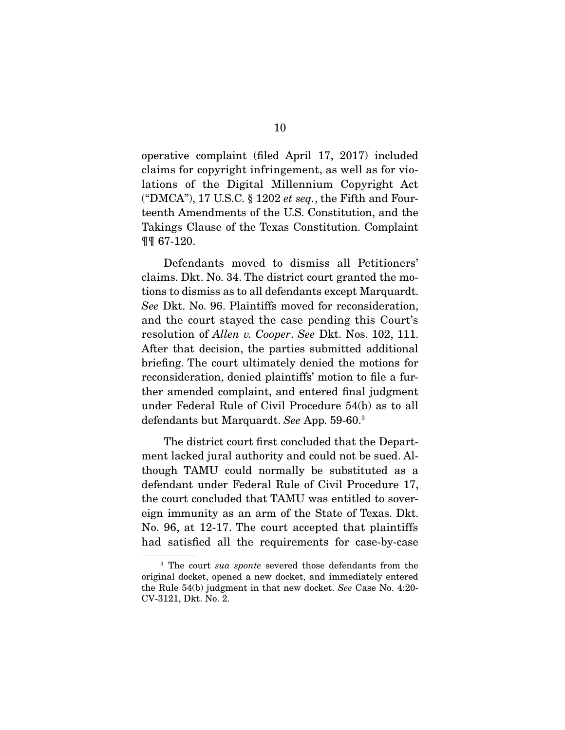operative complaint (filed April 17, 2017) included claims for copyright infringement, as well as for violations of the Digital Millennium Copyright Act ("DMCA"), 17 U.S.C. § 1202 *et seq.*, the Fifth and Fourteenth Amendments of the U.S. Constitution, and the Takings Clause of the Texas Constitution. Complaint ¶¶ 67-120.

Defendants moved to dismiss all Petitioners' claims. Dkt. No. 34. The district court granted the motions to dismiss as to all defendants except Marquardt. *See* Dkt. No. 96. Plaintiffs moved for reconsideration, and the court stayed the case pending this Court's resolution of *Allen v. Cooper*. *See* Dkt. Nos. 102, 111. After that decision, the parties submitted additional briefing. The court ultimately denied the motions for reconsideration, denied plaintiffs' motion to file a further amended complaint, and entered final judgment under Federal Rule of Civil Procedure 54(b) as to all defendants but Marquardt. *See* App. 59-60.[3]

The district court first concluded that the Department lacked jural authority and could not be sued. Although TAMU could normally be substituted as a defendant under Federal Rule of Civil Procedure 17, the court concluded that TAMU was entitled to sovereign immunity as an arm of the State of Texas. Dkt. No. 96, at 12-17. The court accepted that plaintiffs had satisfied all the requirements for case-by-case

[3] The court *sua sponte* severed those defendants from the original docket, opened a new docket, and immediately entered the Rule 54(b) judgment in that new docket. *See* Case No. 4:20-CV-3121, Dkt. No. 2.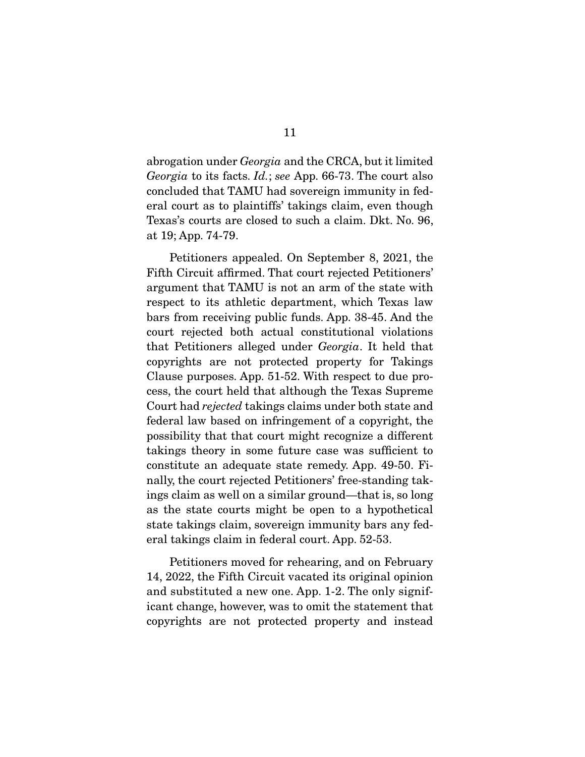abrogation under *Georgia* and the CRCA, but it limited *Georgia* to its facts. *Id.*; *see* App. 66-73. The court also concluded that TAMU had sovereign immunity in federal court as to plaintiffs' takings claim, even though Texas's courts are closed to such a claim. Dkt. No. 96, at 19; App. 74-79.

Petitioners appealed. On September 8, 2021, the Fifth Circuit affirmed. That court rejected Petitioners' argument that TAMU is not an arm of the state with respect to its athletic department, which Texas law bars from receiving public funds. App. 38-45. And the court rejected both actual constitutional violations that Petitioners alleged under *Georgia*. It held that copyrights are not protected property for Takings Clause purposes. App. 51-52. With respect to due process, the court held that although the Texas Supreme Court had *rejected* takings claims under both state and federal law based on infringement of a copyright, the possibility that that court might recognize a different takings theory in some future case was sufficient to constitute an adequate state remedy. App. 49-50. Finally, the court rejected Petitioners' free-standing takings claim as well on a similar ground—that is, so long as the state courts might be open to a hypothetical state takings claim, sovereign immunity bars any federal takings claim in federal court. App. 52-53.

Petitioners moved for rehearing, and on February 14, 2022, the Fifth Circuit vacated its original opinion and substituted a new one. App. 1-2. The only significant change, however, was to omit the statement that copyrights are not protected property and instead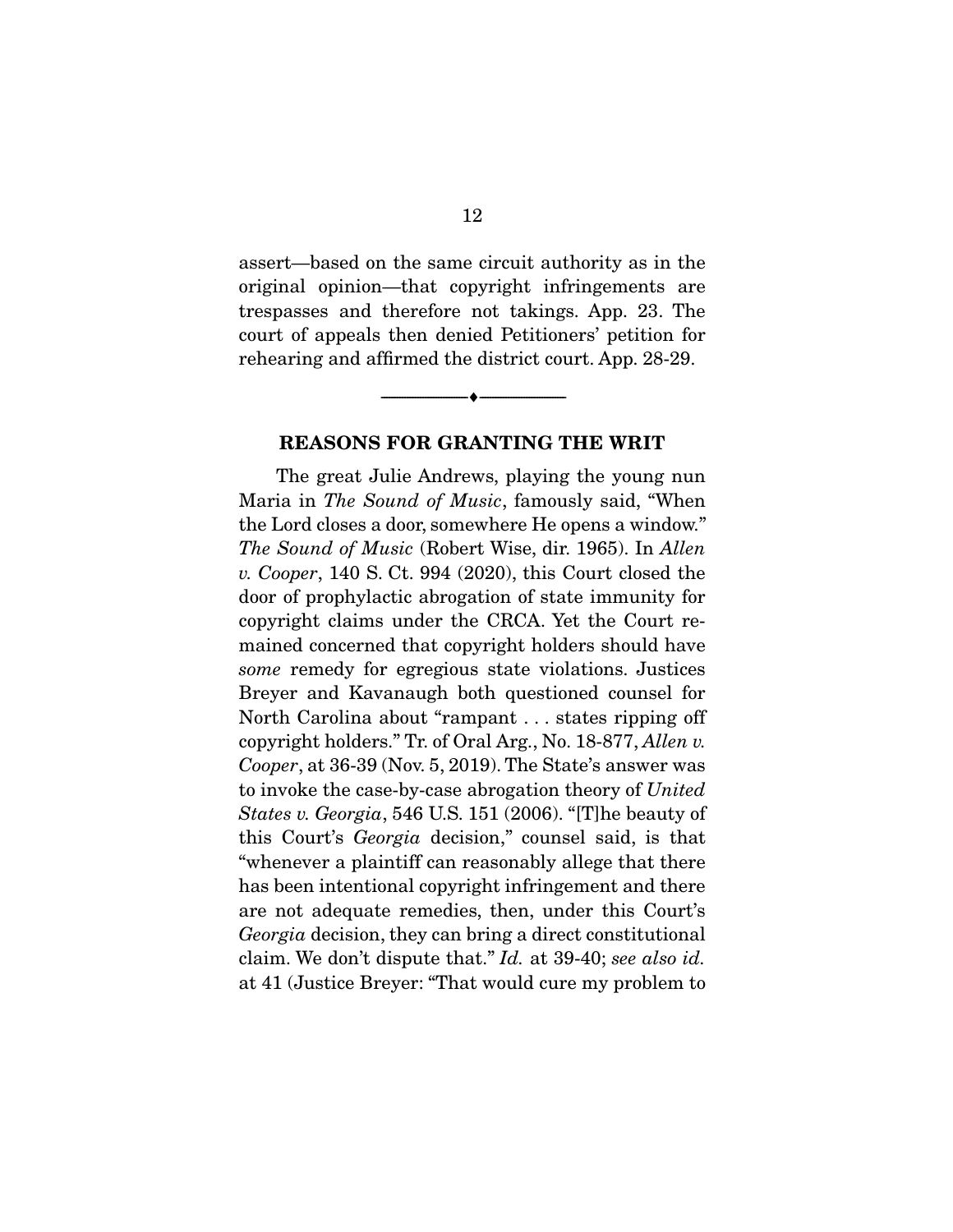assert—based on the same circuit authority as in the original opinion—that copyright infringements are trespasses and therefore not takings. App. 23. The court of appeals then denied Petitioners' petition for rehearing and affirmed the district court. App. 28-29.

---

## REASONS FOR GRANTING THE WRIT

The great Julie Andrews, playing the young nun Maria in *The Sound of Music*, famously said, "When the Lord closes a door, somewhere He opens a window." *The Sound of Music* (Robert Wise, dir. 1965). In *Allen v. Cooper*, 140 S. Ct. 994 (2020), this Court closed the door of prophylactic abrogation of state immunity for copyright claims under the CRCA. Yet the Court remained concerned that copyright holders should have *some* remedy for egregious state violations. Justices Breyer and Kavanaugh both questioned counsel for North Carolina about "rampant . . . states ripping off copyright holders." Tr. of Oral Arg., No. 18-877, *Allen v. Cooper*, at 36-39 (Nov. 5, 2019). The State's answer was to invoke the case-by-case abrogation theory of *United States v. Georgia*, 546 U.S. 151 (2006). "[T]he beauty of this Court's *Georgia* decision," counsel said, is that "whenever a plaintiff can reasonably allege that there has been intentional copyright infringement and there are not adequate remedies, then, under this Court's *Georgia* decision, they can bring a direct constitutional claim. We don't dispute that." *Id.* at 39-40; *see also id.* at 41 (Justice Breyer: "That would cure my problem to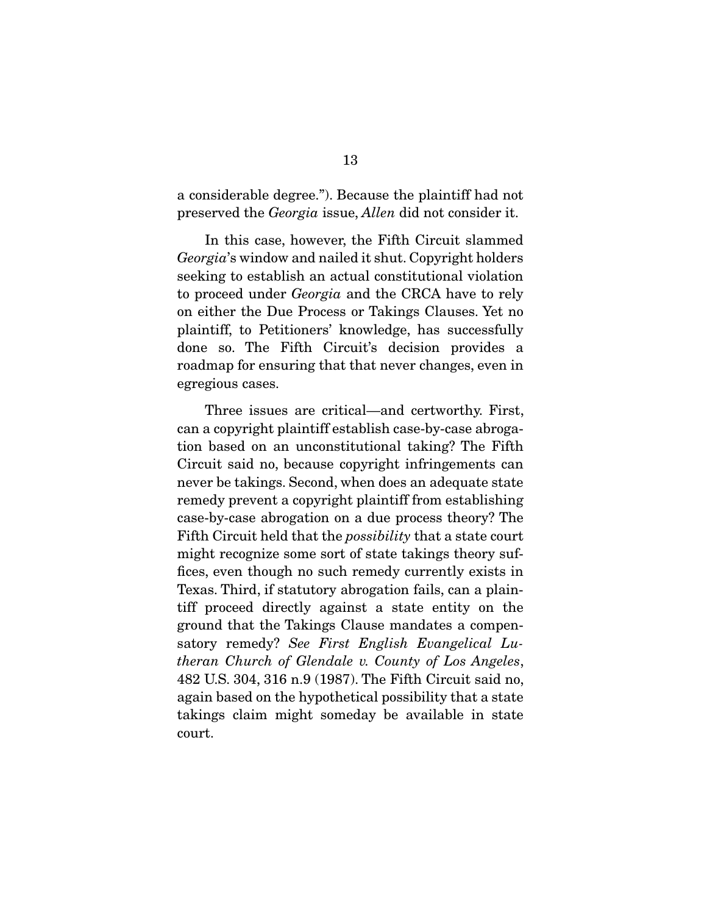a considerable degree."). Because the plaintiff had not preserved the *Georgia* issue, *Allen* did not consider it.

In this case, however, the Fifth Circuit slammed *Georgia*'s window and nailed it shut. Copyright holders seeking to establish an actual constitutional violation to proceed under *Georgia* and the CRCA have to rely on either the Due Process or Takings Clauses. Yet no plaintiff, to Petitioners' knowledge, has successfully done so. The Fifth Circuit's decision provides a roadmap for ensuring that that never changes, even in egregious cases.

Three issues are critical—and certworthy. First, can a copyright plaintiff establish case-by-case abrogation based on an unconstitutional taking? The Fifth Circuit said no, because copyright infringements can never be takings. Second, when does an adequate state remedy prevent a copyright plaintiff from establishing case-by-case abrogation on a due process theory? The Fifth Circuit held that the *possibility* that a state court might recognize some sort of state takings theory suffices, even though no such remedy currently exists in Texas. Third, if statutory abrogation fails, can a plaintiff proceed directly against a state entity on the ground that the Takings Clause mandates a compensatory remedy? *See First English Evangelical Lutheran Church of Glendale v. County of Los Angeles*, 482 U.S. 304, 316 n.9 (1987). The Fifth Circuit said no, again based on the hypothetical possibility that a state takings claim might someday be available in state court.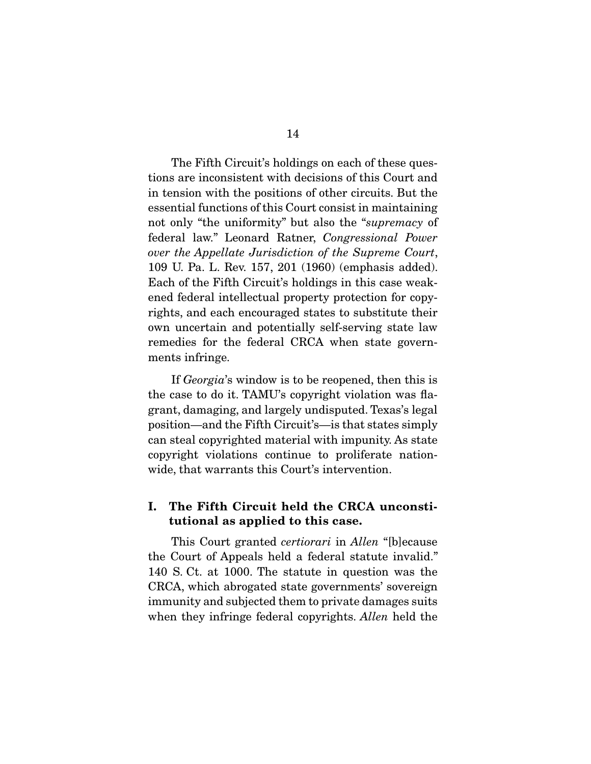The Fifth Circuit's holdings on each of these questions are inconsistent with decisions of this Court and in tension with the positions of other circuits. But the essential functions of this Court consist in maintaining not only "the uniformity" but also the "*supremacy* of federal law." Leonard Ratner, *Congressional Power over the Appellate Jurisdiction of the Supreme Court*, 109 U. Pa. L. Rev. 157, 201 (1960) (emphasis added). Each of the Fifth Circuit's holdings in this case weakened federal intellectual property protection for copyrights, and each encouraged states to substitute their own uncertain and potentially self-serving state law remedies for the federal CRCA when state governments infringe.

If *Georgia*'s window is to be reopened, then this is the case to do it. TAMU's copyright violation was flagrant, damaging, and largely undisputed. Texas's legal position—and the Fifth Circuit's—is that states simply can steal copyrighted material with impunity. As state copyright violations continue to proliferate nationwide, that warrants this Court's intervention.

## I. The Fifth Circuit held the CRCA unconstitutional as applied to this case.

This Court granted *certiorari* in *Allen* "[b]ecause the Court of Appeals held a federal statute invalid." 140 S. Ct. at 1000. The statute in question was the CRCA, which abrogated state governments' sovereign immunity and subjected them to private damages suits when they infringe federal copyrights. *Allen* held the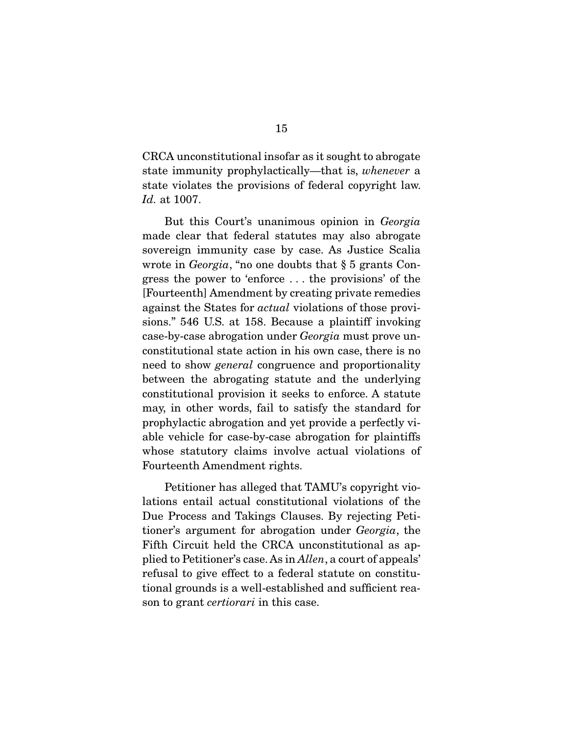CRCA unconstitutional insofar as it sought to abrogate state immunity prophylactically—that is, *whenever* a state violates the provisions of federal copyright law. *Id.* at 1007.

But this Court's unanimous opinion in *Georgia* made clear that federal statutes may also abrogate sovereign immunity case by case. As Justice Scalia wrote in *Georgia*, "no one doubts that § 5 grants Congress the power to 'enforce . . . the provisions' of the [Fourteenth] Amendment by creating private remedies against the States for *actual* violations of those provisions." 546 U.S. at 158. Because a plaintiff invoking case-by-case abrogation under *Georgia* must prove unconstitutional state action in his own case, there is no need to show *general* congruence and proportionality between the abrogating statute and the underlying constitutional provision it seeks to enforce. A statute may, in other words, fail to satisfy the standard for prophylactic abrogation and yet provide a perfectly viable vehicle for case-by-case abrogation for plaintiffs whose statutory claims involve actual violations of Fourteenth Amendment rights.

Petitioner has alleged that TAMU's copyright violations entail actual constitutional violations of the Due Process and Takings Clauses. By rejecting Petitioner's argument for abrogation under *Georgia*, the Fifth Circuit held the CRCA unconstitutional as applied to Petitioner's case. As in *Allen*, a court of appeals' refusal to give effect to a federal statute on constitutional grounds is a well-established and sufficient reason to grant *certiorari* in this case.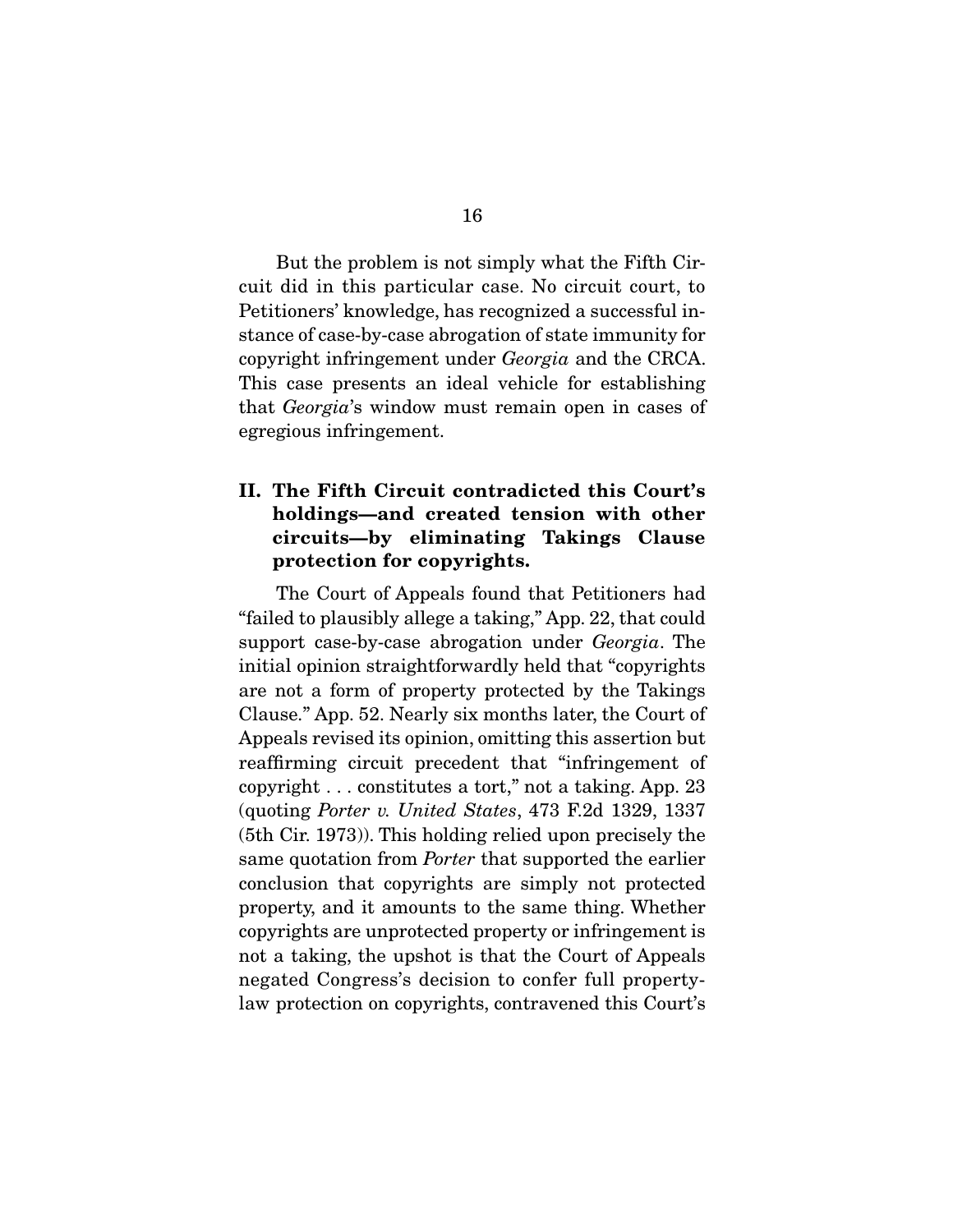But the problem is not simply what the Fifth Circuit did in this particular case. No circuit court, to Petitioners' knowledge, has recognized a successful instance of case-by-case abrogation of state immunity for copyright infringement under *Georgia* and the CRCA. This case presents an ideal vehicle for establishing that *Georgia*'s window must remain open in cases of egregious infringement.

## II. The Fifth Circuit contradicted this Court's holdings—and created tension with other circuits—by eliminating Takings Clause protection for copyrights.

The Court of Appeals found that Petitioners had "failed to plausibly allege a taking," App. 22, that could support case-by-case abrogation under *Georgia*. The initial opinion straightforwardly held that "copyrights are not a form of property protected by the Takings Clause." App. 52. Nearly six months later, the Court of Appeals revised its opinion, omitting this assertion but reaffirming circuit precedent that "infringement of copyright . . . constitutes a tort," not a taking. App. 23 (quoting *Porter v. United States*, 473 F.2d 1329, 1337 (5th Cir. 1973)). This holding relied upon precisely the same quotation from *Porter* that supported the earlier conclusion that copyrights are simply not protected property, and it amounts to the same thing. Whether copyrights are unprotected property or infringement is not a taking, the upshot is that the Court of Appeals negated Congress's decision to confer full property-law protection on copyrights, contravened this Court's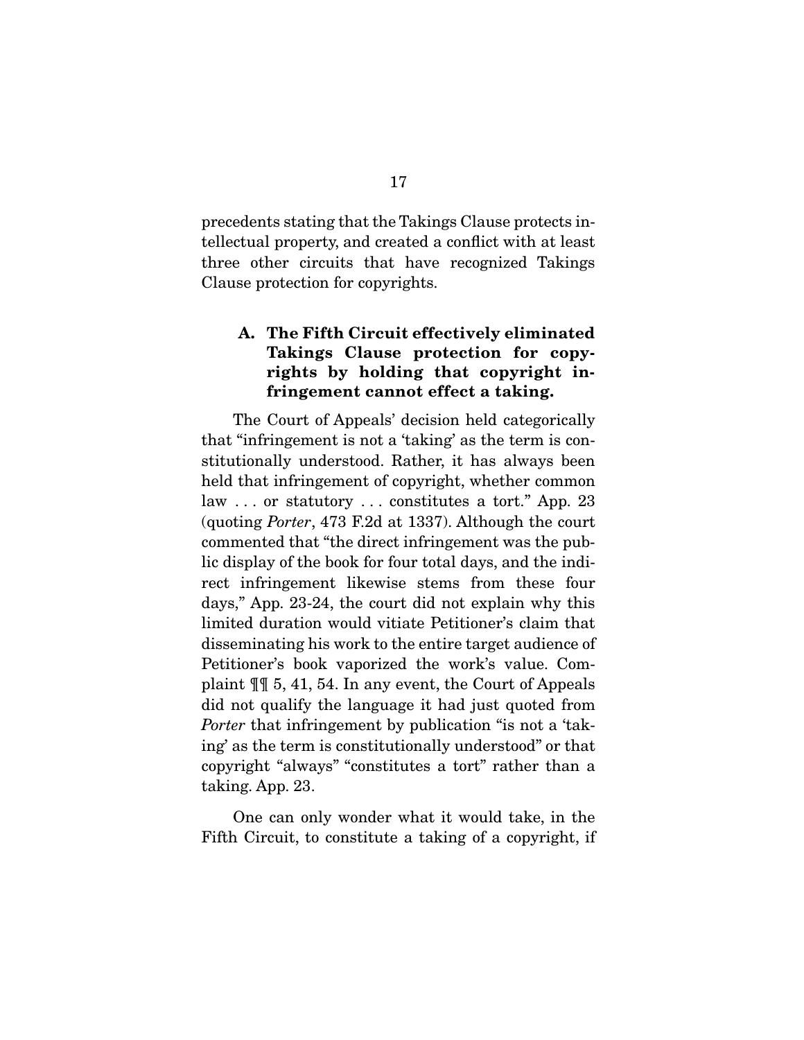precedents stating that the Takings Clause protects intellectual property, and created a conflict with at least three other circuits that have recognized Takings Clause protection for copyrights.

### A. The Fifth Circuit effectively eliminated Takings Clause protection for copyrights by holding that copyright infringement cannot effect a taking.

The Court of Appeals' decision held categorically that "infringement is not a 'taking' as the term is constitutionally understood. Rather, it has always been held that infringement of copyright, whether common law . . . or statutory . . . constitutes a tort." App. 23 (quoting *Porter*, 473 F.2d at 1337). Although the court commented that "the direct infringement was the public display of the book for four total days, and the indirect infringement likewise stems from these four days," App. 23-24, the court did not explain why this limited duration would vitiate Petitioner's claim that disseminating his work to the entire target audience of Petitioner's book vaporized the work's value. Complaint ¶¶ 5, 41, 54. In any event, the Court of Appeals did not qualify the language it had just quoted from *Porter* that infringement by publication "is not a 'taking' as the term is constitutionally understood" or that copyright "always" "constitutes a tort" rather than a taking. App. 23.

One can only wonder what it would take, in the Fifth Circuit, to constitute a taking of a copyright, if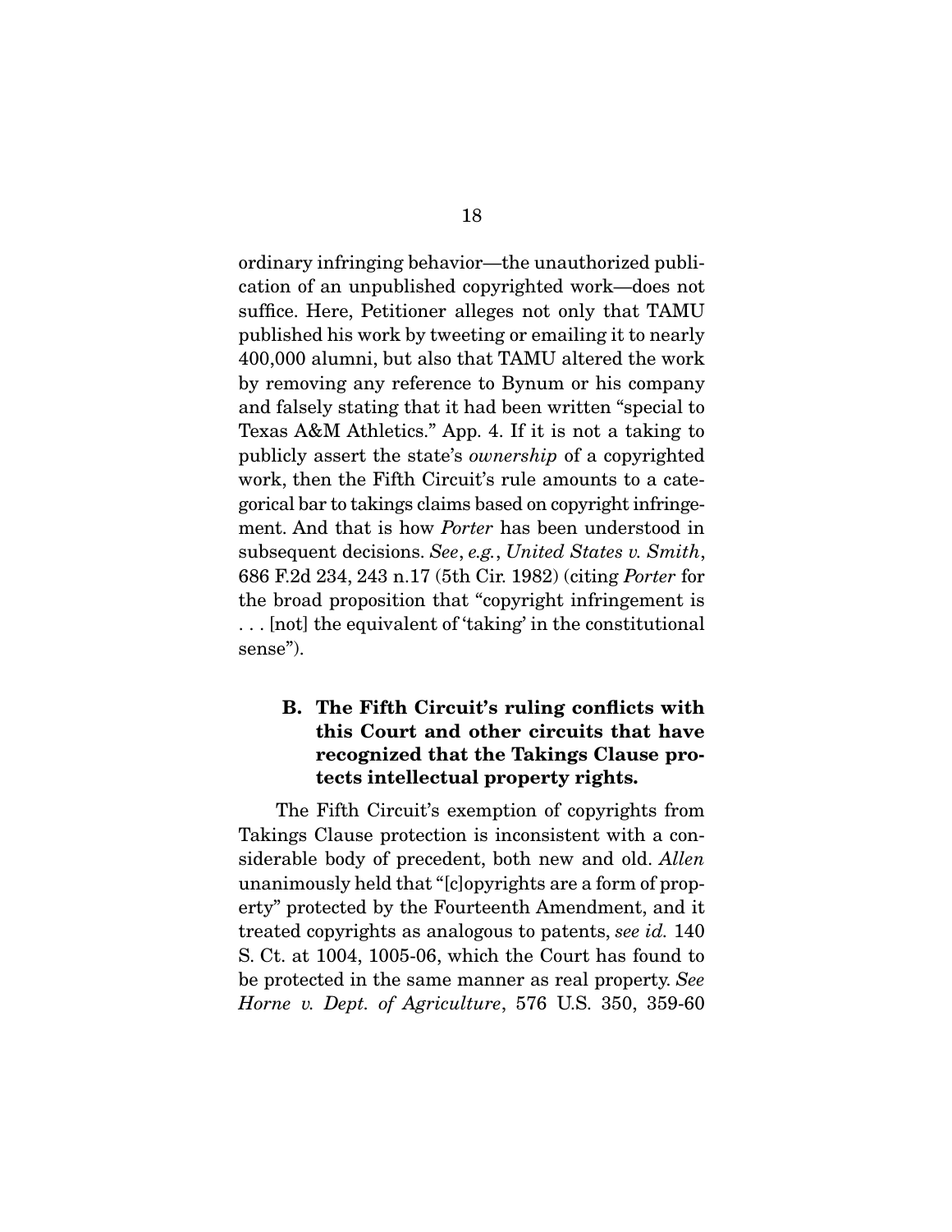ordinary infringing behavior—the unauthorized publication of an unpublished copyrighted work—does not suffice. Here, Petitioner alleges not only that TAMU published his work by tweeting or emailing it to nearly 400,000 alumni, but also that TAMU altered the work by removing any reference to Bynum or his company and falsely stating that it had been written "special to Texas A&M Athletics." App. 4. If it is not a taking to publicly assert the state's *ownership* of a copyrighted work, then the Fifth Circuit's rule amounts to a categorical bar to takings claims based on copyright infringement. And that is how *Porter* has been understood in subsequent decisions. *See*, *e.g.*, *United States v. Smith*, 686 F.2d 234, 243 n.17 (5th Cir. 1982) (citing *Porter* for the broad proposition that "copyright infringement is . . . [not] the equivalent of 'taking' in the constitutional sense").

### B. The Fifth Circuit's ruling conflicts with this Court and other circuits that have recognized that the Takings Clause protects intellectual property rights.

The Fifth Circuit's exemption of copyrights from Takings Clause protection is inconsistent with a considerable body of precedent, both new and old. *Allen* unanimously held that "[c]opyrights are a form of property" protected by the Fourteenth Amendment, and it treated copyrights as analogous to patents, *see id.* 140 S. Ct. at 1004, 1005-06, which the Court has found to be protected in the same manner as real property. *See Horne v. Dept. of Agriculture*, 576 U.S. 350, 359-60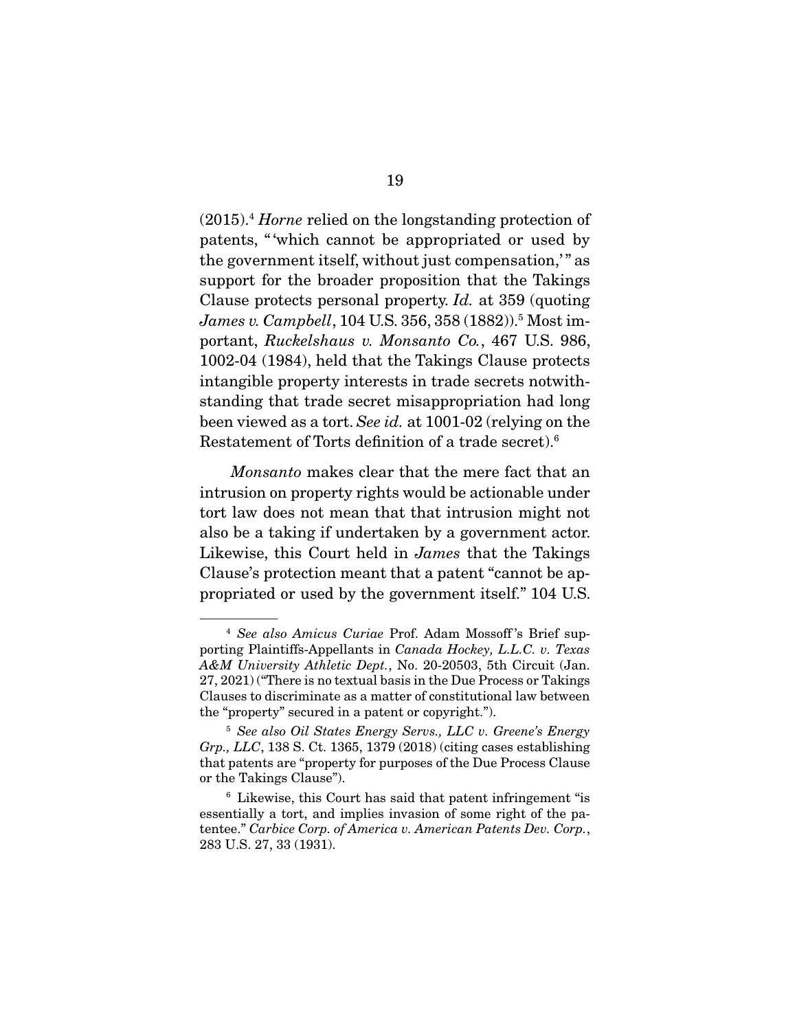(2015).[4] *Horne* relied on the longstanding protection of patents, "'which cannot be appropriated or used by the government itself, without just compensation,'" as support for the broader proposition that the Takings Clause protects personal property. *Id.* at 359 (quoting *James v. Campbell*, 104 U.S. 356, 358 (1882)).[5] Most important, *Ruckelshaus v. Monsanto Co.*, 467 U.S. 986, 1002-04 (1984), held that the Takings Clause protects intangible property interests in trade secrets notwithstanding that trade secret misappropriation had long been viewed as a tort. *See id.* at 1001-02 (relying on the Restatement of Torts definition of a trade secret).[6]

*Monsanto* makes clear that the mere fact that an intrusion on property rights would be actionable under tort law does not mean that that intrusion might not also be a taking if undertaken by a government actor. Likewise, this Court held in *James* that the Takings Clause's protection meant that a patent "cannot be appropriated or used by the government itself." 104 U.S.

---

[4] *See also Amicus Curiae* Prof. Adam Mossoff's Brief supporting Plaintiffs-Appellants in *Canada Hockey, L.L.C. v. Texas A&M University Athletic Dept.*, No. 20-20503, 5th Circuit (Jan. 27, 2021) ("There is no textual basis in the Due Process or Takings Clauses to discriminate as a matter of constitutional law between the "property" secured in a patent or copyright.").

[5] *See also Oil States Energy Servs., LLC v. Greene's Energy Grp., LLC*, 138 S. Ct. 1365, 1379 (2018) (citing cases establishing that patents are "property for purposes of the Due Process Clause or the Takings Clause").

[6] Likewise, this Court has said that patent infringement "is essentially a tort, and implies invasion of some right of the patentee." *Carbice Corp. of America v. American Patents Dev. Corp.*, 283 U.S. 27, 33 (1931).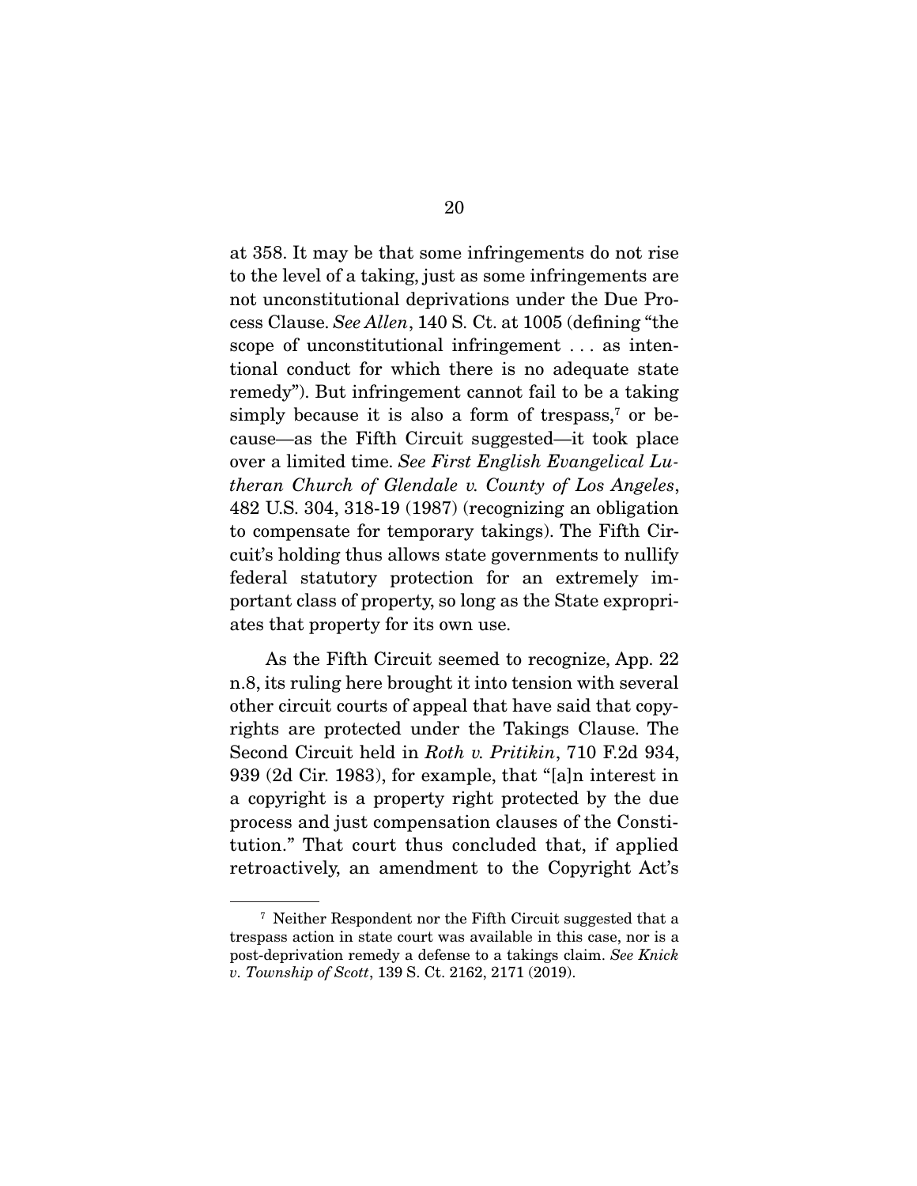at 358. It may be that some infringements do not rise to the level of a taking, just as some infringements are not unconstitutional deprivations under the Due Process Clause. *See Allen*, 140 S. Ct. at 1005 (defining "the scope of unconstitutional infringement . . . as intentional conduct for which there is no adequate state remedy"). But infringement cannot fail to be a taking simply because it is also a form of trespass,[7] or because—as the Fifth Circuit suggested—it took place over a limited time. *See First English Evangelical Lutheran Church of Glendale v. County of Los Angeles*, 482 U.S. 304, 318-19 (1987) (recognizing an obligation to compensate for temporary takings). The Fifth Circuit's holding thus allows state governments to nullify federal statutory protection for an extremely important class of property, so long as the State expropriates that property for its own use.

As the Fifth Circuit seemed to recognize, App. 22 n.8, its ruling here brought it into tension with several other circuit courts of appeal that have said that copyrights are protected under the Takings Clause. The Second Circuit held in *Roth v. Pritikin*, 710 F.2d 934, 939 (2d Cir. 1983), for example, that "[a]n interest in a copyright is a property right protected by the due process and just compensation clauses of the Constitution." That court thus concluded that, if applied retroactively, an amendment to the Copyright Act's

---

[7] Neither Respondent nor the Fifth Circuit suggested that a trespass action in state court was available in this case, nor is a post-deprivation remedy a defense to a takings claim. *See Knick v. Township of Scott*, 139 S. Ct. 2162, 2171 (2019).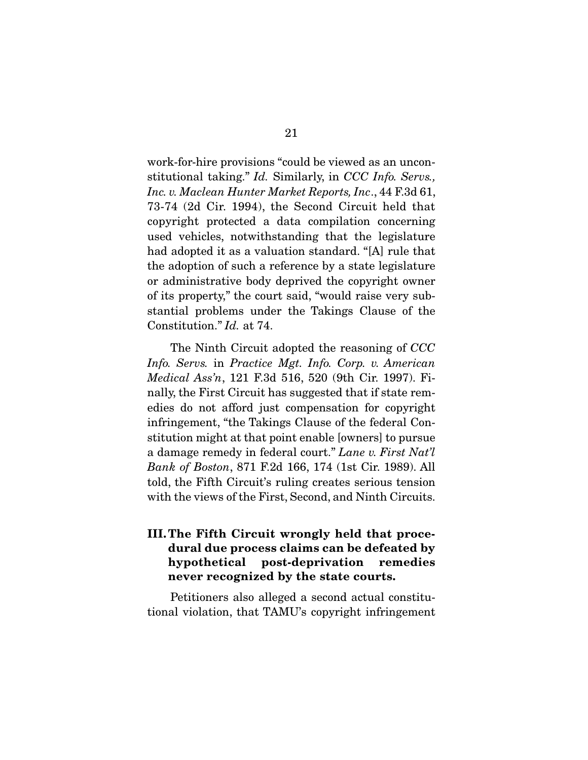work-for-hire provisions "could be viewed as an unconstitutional taking." *Id.* Similarly, in *CCC Info. Servs., Inc. v. Maclean Hunter Market Reports, Inc*., 44 F.3d 61, 73-74 (2d Cir. 1994), the Second Circuit held that copyright protected a data compilation concerning used vehicles, notwithstanding that the legislature had adopted it as a valuation standard. "[A] rule that the adoption of such a reference by a state legislature or administrative body deprived the copyright owner of its property," the court said, "would raise very substantial problems under the Takings Clause of the Constitution." *Id.* at 74.

The Ninth Circuit adopted the reasoning of *CCC Info. Servs.* in *Practice Mgt. Info. Corp. v. American Medical Ass'n*, 121 F.3d 516, 520 (9th Cir. 1997). Finally, the First Circuit has suggested that if state remedies do not afford just compensation for copyright infringement, "the Takings Clause of the federal Constitution might at that point enable [owners] to pursue a damage remedy in federal court." *Lane v. First Nat'l Bank of Boston*, 871 F.2d 166, 174 (1st Cir. 1989). All told, the Fifth Circuit's ruling creates serious tension with the views of the First, Second, and Ninth Circuits.

## III. The Fifth Circuit wrongly held that procedural due process claims can be defeated by hypothetical post-deprivation remedies never recognized by the state courts.

Petitioners also alleged a second actual constitutional violation, that TAMU's copyright infringement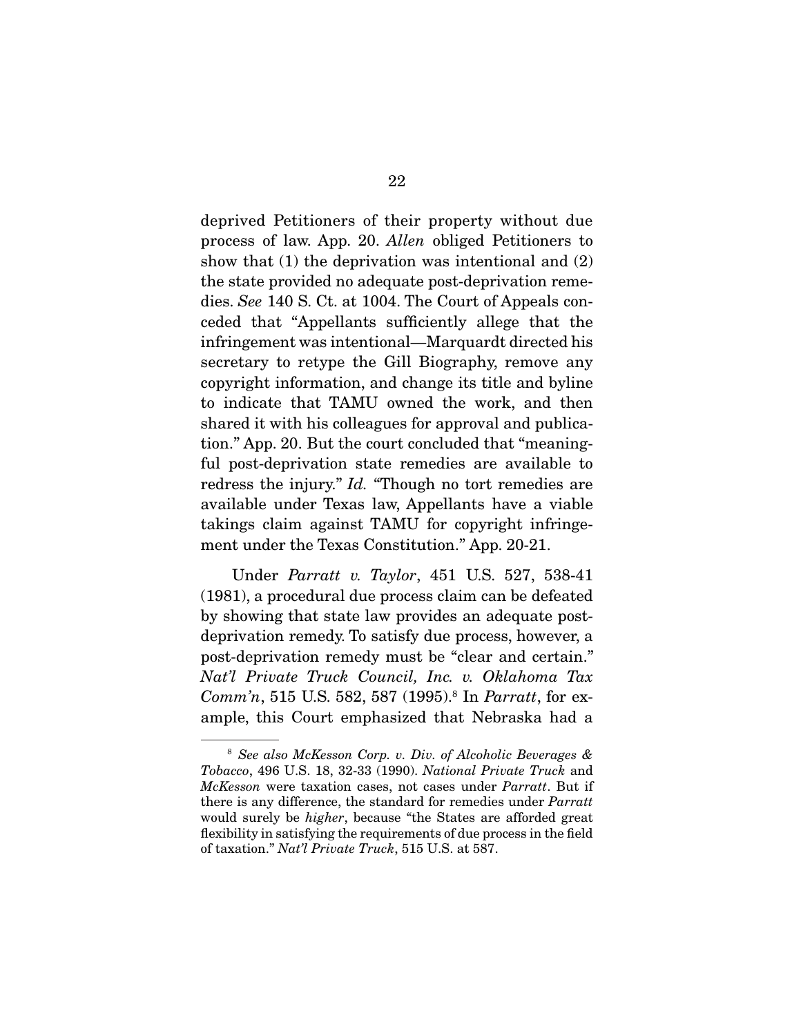deprived Petitioners of their property without due process of law. App. 20. *Allen* obliged Petitioners to show that (1) the deprivation was intentional and (2) the state provided no adequate post-deprivation remedies. *See* 140 S. Ct. at 1004. The Court of Appeals conceded that "Appellants sufficiently allege that the infringement was intentional—Marquardt directed his secretary to retype the Gill Biography, remove any copyright information, and change its title and byline to indicate that TAMU owned the work, and then shared it with his colleagues for approval and publication." App. 20. But the court concluded that "meaningful post-deprivation state remedies are available to redress the injury." *Id.* "Though no tort remedies are available under Texas law, Appellants have a viable takings claim against TAMU for copyright infringement under the Texas Constitution." App. 20-21.

Under *Parratt v. Taylor*, 451 U.S. 527, 538-41 (1981), a procedural due process claim can be defeated by showing that state law provides an adequate post-deprivation remedy. To satisfy due process, however, a post-deprivation remedy must be "clear and certain." *Nat'l Private Truck Council, Inc. v. Oklahoma Tax Comm'n*, 515 U.S. 582, 587 (1995).[8] In *Parratt*, for example, this Court emphasized that Nebraska had a

---

[8] *See also McKesson Corp. v. Div. of Alcoholic Beverages & Tobacco*, 496 U.S. 18, 32-33 (1990). *National Private Truck* and *McKesson* were taxation cases, not cases under *Parratt*. But if there is any difference, the standard for remedies under *Parratt* would surely be *higher*, because "the States are afforded great flexibility in satisfying the requirements of due process in the field of taxation." *Nat'l Private Truck*, 515 U.S. at 587.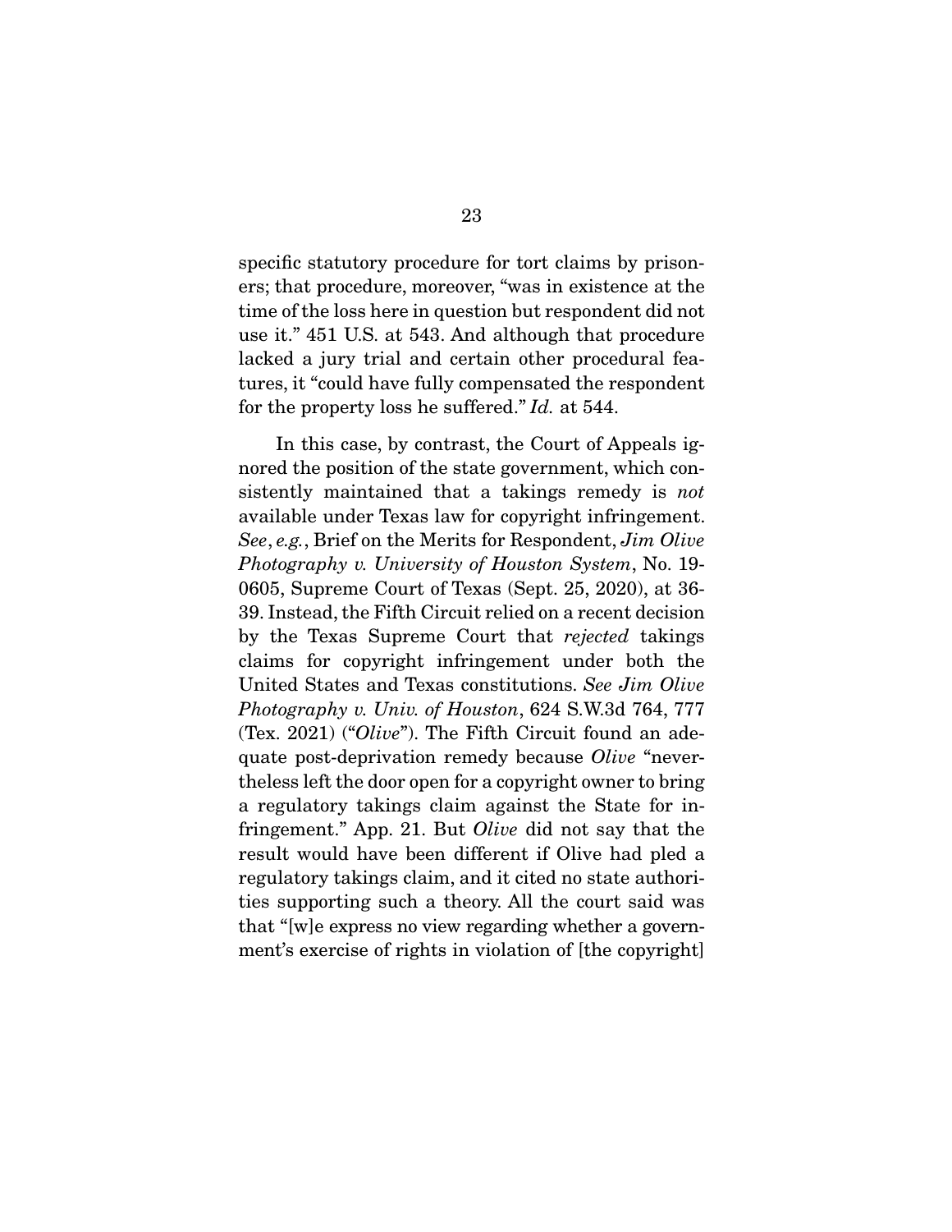specific statutory procedure for tort claims by prisoners; that procedure, moreover, "was in existence at the time of the loss here in question but respondent did not use it." 451 U.S. at 543. And although that procedure lacked a jury trial and certain other procedural features, it "could have fully compensated the respondent for the property loss he suffered." *Id.* at 544.

In this case, by contrast, the Court of Appeals ignored the position of the state government, which consistently maintained that a takings remedy is *not* available under Texas law for copyright infringement. *See*, *e.g.*, Brief on the Merits for Respondent, *Jim Olive Photography v. University of Houston System*, No. 19-0605, Supreme Court of Texas (Sept. 25, 2020), at 36-39. Instead, the Fifth Circuit relied on a recent decision by the Texas Supreme Court that *rejected* takings claims for copyright infringement under both the United States and Texas constitutions. *See Jim Olive Photography v. Univ. of Houston*, 624 S.W.3d 764, 777 (Tex. 2021) ("*Olive*"). The Fifth Circuit found an adequate post-deprivation remedy because *Olive* "nevertheless left the door open for a copyright owner to bring a regulatory takings claim against the State for infringement." App. 21. But *Olive* did not say that the result would have been different if Olive had pled a regulatory takings claim, and it cited no state authorities supporting such a theory. All the court said was that "[w]e express no view regarding whether a government's exercise of rights in violation of [the copyright]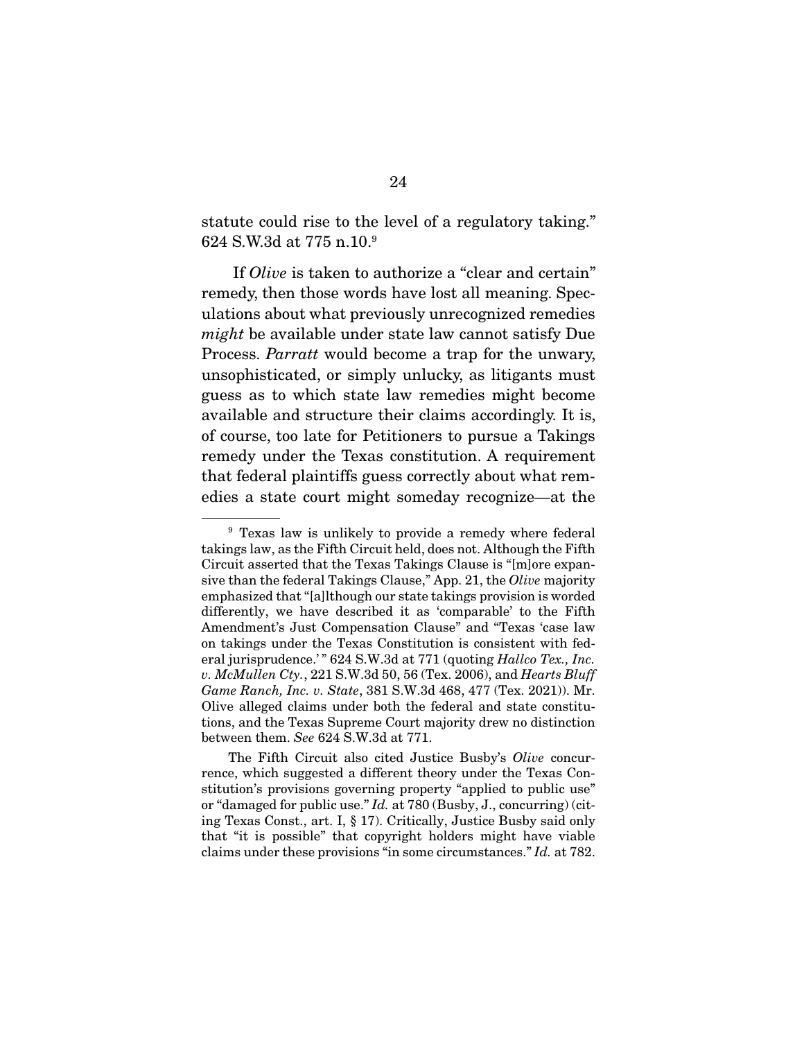statute could rise to the level of a regulatory taking." 624 S.W.3d at 775 n.10.[9]

If *Olive* is taken to authorize a "clear and certain" remedy, then those words have lost all meaning. Speculations about what previously unrecognized remedies *might* be available under state law cannot satisfy Due Process. *Parratt* would become a trap for the unwary, unsophisticated, or simply unlucky, as litigants must guess as to which state law remedies might become available and structure their claims accordingly. It is, of course, too late for Petitioners to pursue a Takings remedy under the Texas constitution. A requirement that federal plaintiffs guess correctly about what remedies a state court might someday recognize—at the

---

[9] Texas law is unlikely to provide a remedy where federal takings law, as the Fifth Circuit held, does not. Although the Fifth Circuit asserted that the Texas Takings Clause is "[m]ore expansive than the federal Takings Clause," App. 21, the *Olive* majority emphasized that "[a]lthough our state takings provision is worded differently, we have described it as 'comparable' to the Fifth Amendment's Just Compensation Clause" and "Texas 'case law on takings under the Texas Constitution is consistent with federal jurisprudence.'" 624 S.W.3d at 771 (quoting *Hallco Tex., Inc. v. McMullen Cty.*, 221 S.W.3d 50, 56 (Tex. 2006), and *Hearts Bluff Game Ranch, Inc. v. State*, 381 S.W.3d 468, 477 (Tex. 2021)). Mr. Olive alleged claims under both the federal and state constitutions, and the Texas Supreme Court majority drew no distinction between them. *See* 624 S.W.3d at 771.

The Fifth Circuit also cited Justice Busby's *Olive* concurrence, which suggested a different theory under the Texas Constitution's provisions governing property "applied to public use" or "damaged for public use." *Id.* at 780 (Busby, J., concurring) (citing Texas Const., art. I, § 17). Critically, Justice Busby said only that "it is possible" that copyright holders might have viable claims under these provisions "in some circumstances." *Id.* at 782.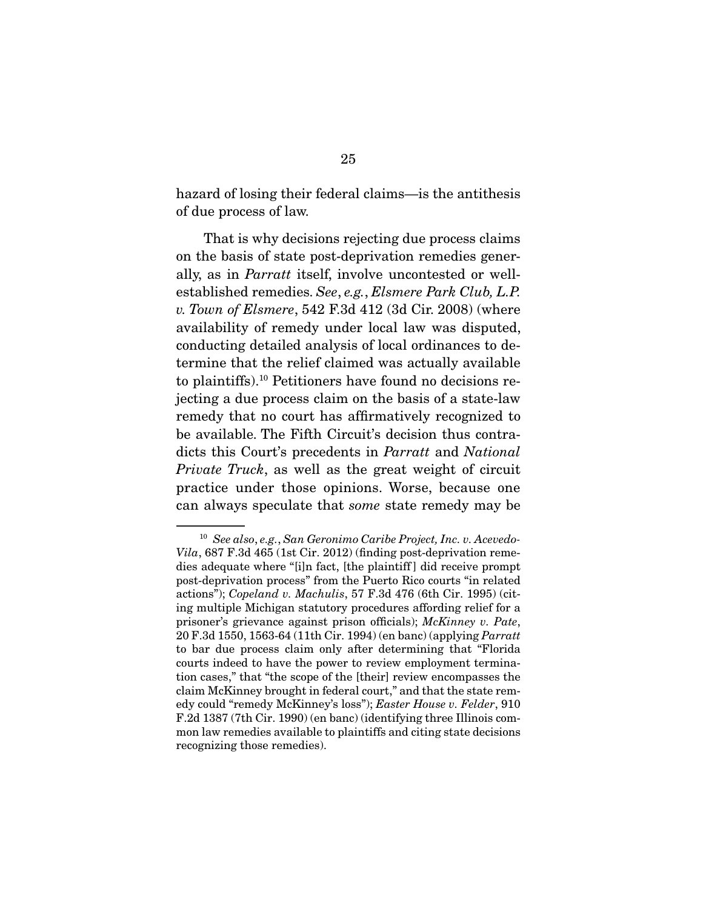hazard of losing their federal claims—is the antithesis of due process of law.

That is why decisions rejecting due process claims on the basis of state post-deprivation remedies generally, as in *Parratt* itself, involve uncontested or well-established remedies. *See, e.g.*, *Elsmere Park Club, L.P. v. Town of Elsmere*, 542 F.3d 412 (3d Cir. 2008) (where availability of remedy under local law was disputed, conducting detailed analysis of local ordinances to determine that the relief claimed was actually available to plaintiffs).[10] Petitioners have found no decisions rejecting a due process claim on the basis of a state-law remedy that no court has affirmatively recognized to be available. The Fifth Circuit's decision thus contradicts this Court's precedents in *Parratt* and *National Private Truck*, as well as the great weight of circuit practice under those opinions. Worse, because one can always speculate that *some* state remedy may be

---

[10] *See also*, *e.g.*, *San Geronimo Caribe Project, Inc. v. Acevedo-Vila*, 687 F.3d 465 (1st Cir. 2012) (finding post-deprivation remedies adequate where "[i]n fact, [the plaintiff] did receive prompt post-deprivation process" from the Puerto Rico courts "in related actions"); *Copeland v. Machulis*, 57 F.3d 476 (6th Cir. 1995) (citing multiple Michigan statutory procedures affording relief for a prisoner's grievance against prison officials); *McKinney v. Pate*, 20 F.3d 1550, 1563-64 (11th Cir. 1994) (en banc) (applying *Parratt* to bar due process claim only after determining that "Florida courts indeed to have the power to review employment termination cases," that "the scope of the [their] review encompasses the claim McKinney brought in federal court," and that the state remedy could "remedy McKinney's loss"); *Easter House v. Felder*, 910 F.2d 1387 (7th Cir. 1990) (en banc) (identifying three Illinois common law remedies available to plaintiffs and citing state decisions recognizing those remedies).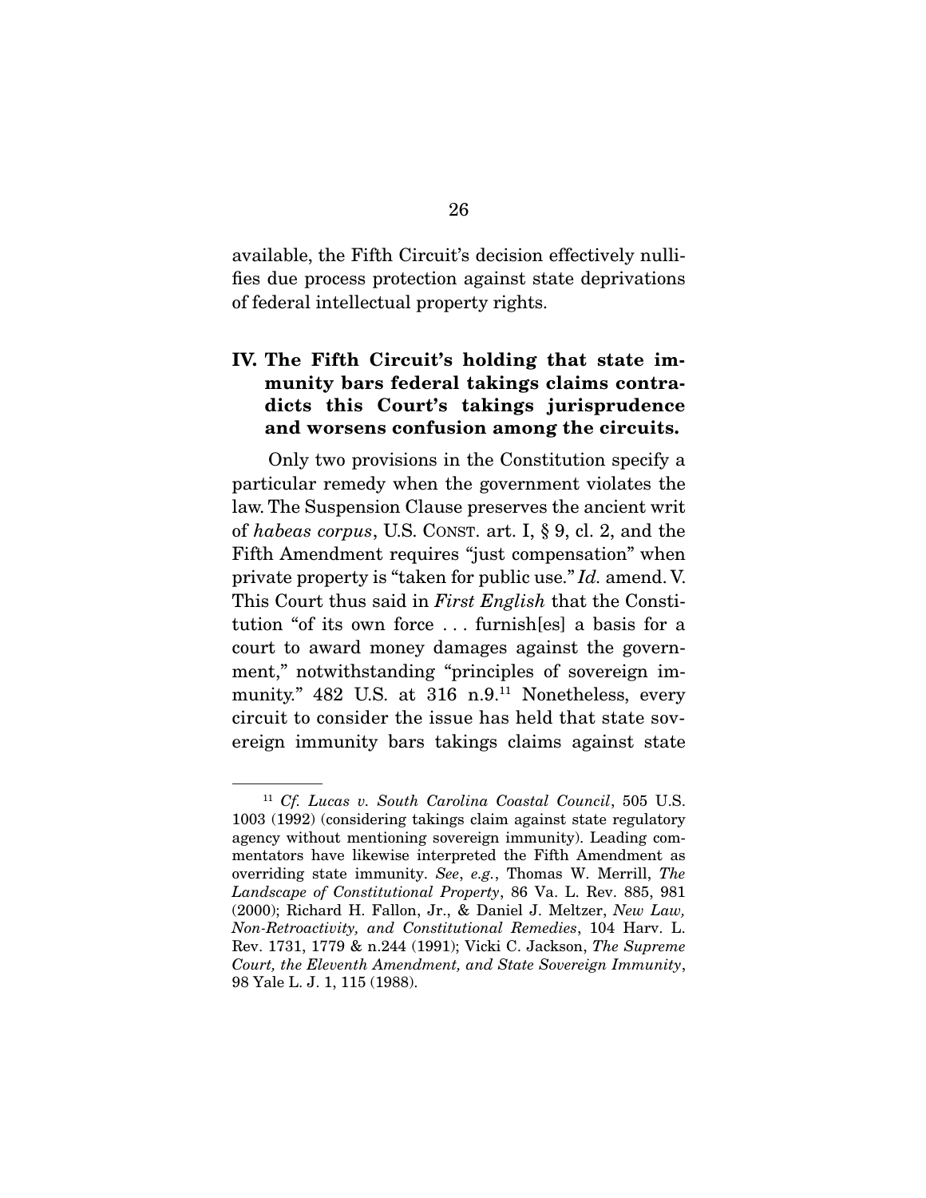available, the Fifth Circuit's decision effectively nullifies due process protection against state deprivations of federal intellectual property rights.

## IV. The Fifth Circuit's holding that state immunity bars federal takings claims contradicts this Court's takings jurisprudence and worsens confusion among the circuits.

Only two provisions in the Constitution specify a particular remedy when the government violates the law. The Suspension Clause preserves the ancient writ of *habeas corpus*, U.S. CONST. art. I, § 9, cl. 2, and the Fifth Amendment requires "just compensation" when private property is "taken for public use." *Id.* amend. V. This Court thus said in *First English* that the Constitution "of its own force . . . furnish[es] a basis for a court to award money damages against the government," notwithstanding "principles of sovereign immunity." 482 U.S. at 316 n.9.[11] Nonetheless, every circuit to consider the issue has held that state sovereign immunity bars takings claims against state

---

[11] *Cf. Lucas v. South Carolina Coastal Council*, 505 U.S. 1003 (1992) (considering takings claim against state regulatory agency without mentioning sovereign immunity). Leading commentators have likewise interpreted the Fifth Amendment as overriding state immunity. *See*, *e.g.*, Thomas W. Merrill, *The Landscape of Constitutional Property*, 86 Va. L. Rev. 885, 981 (2000); Richard H. Fallon, Jr., & Daniel J. Meltzer, *New Law, Non-Retroactivity, and Constitutional Remedies*, 104 Harv. L. Rev. 1731, 1779 & n.244 (1991); Vicki C. Jackson, *The Supreme Court, the Eleventh Amendment, and State Sovereign Immunity*, 98 Yale L. J. 1, 115 (1988).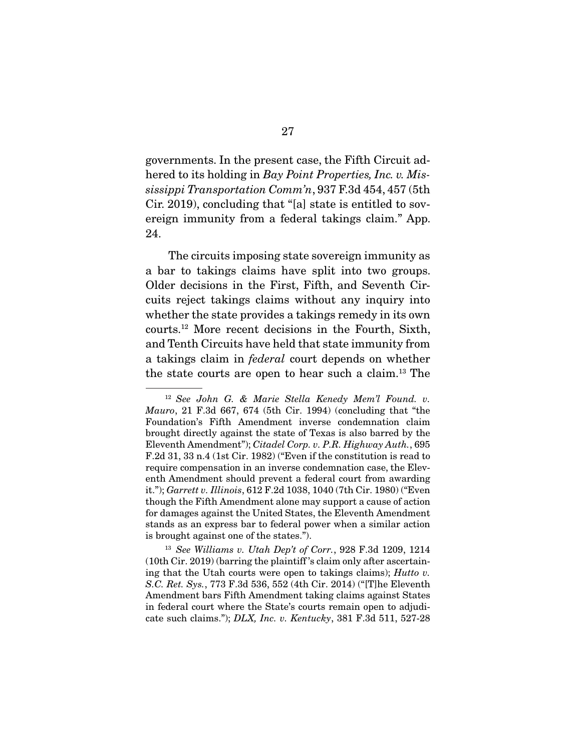governments. In the present case, the Fifth Circuit adhered to its holding in *Bay Point Properties, Inc. v. Mississippi Transportation Comm'n*, 937 F.3d 454, 457 (5th Cir. 2019), concluding that "[a] state is entitled to sovereign immunity from a federal takings claim." App. 24.

The circuits imposing state sovereign immunity as a bar to takings claims have split into two groups. Older decisions in the First, Fifth, and Seventh Circuits reject takings claims without any inquiry into whether the state provides a takings remedy in its own courts.[12] More recent decisions in the Fourth, Sixth, and Tenth Circuits have held that state immunity from a takings claim in *federal* court depends on whether the state courts are open to hear such a claim.[13] The

---

[12] *See John G. & Marie Stella Kenedy Mem'l Found. v. Mauro*, 21 F.3d 667, 674 (5th Cir. 1994) (concluding that "the Foundation's Fifth Amendment inverse condemnation claim brought directly against the state of Texas is also barred by the Eleventh Amendment"); *Citadel Corp. v. P.R. Highway Auth.*, 695 F.2d 31, 33 n.4 (1st Cir. 1982) ("Even if the constitution is read to require compensation in an inverse condemnation case, the Eleventh Amendment should prevent a federal court from awarding it."); *Garrett v. Illinois*, 612 F.2d 1038, 1040 (7th Cir. 1980) ("Even though the Fifth Amendment alone may support a cause of action for damages against the United States, the Eleventh Amendment stands as an express bar to federal power when a similar action is brought against one of the states.").

[13] *See Williams v. Utah Dep't of Corr.*, 928 F.3d 1209, 1214 (10th Cir. 2019) (barring the plaintiff's claim only after ascertaining that the Utah courts were open to takings claims); *Hutto v. S.C. Ret. Sys.*, 773 F.3d 536, 552 (4th Cir. 2014) ("[T]he Eleventh Amendment bars Fifth Amendment taking claims against States in federal court where the State's courts remain open to adjudicate such claims."); *DLX, Inc. v. Kentucky*, 381 F.3d 511, 527-28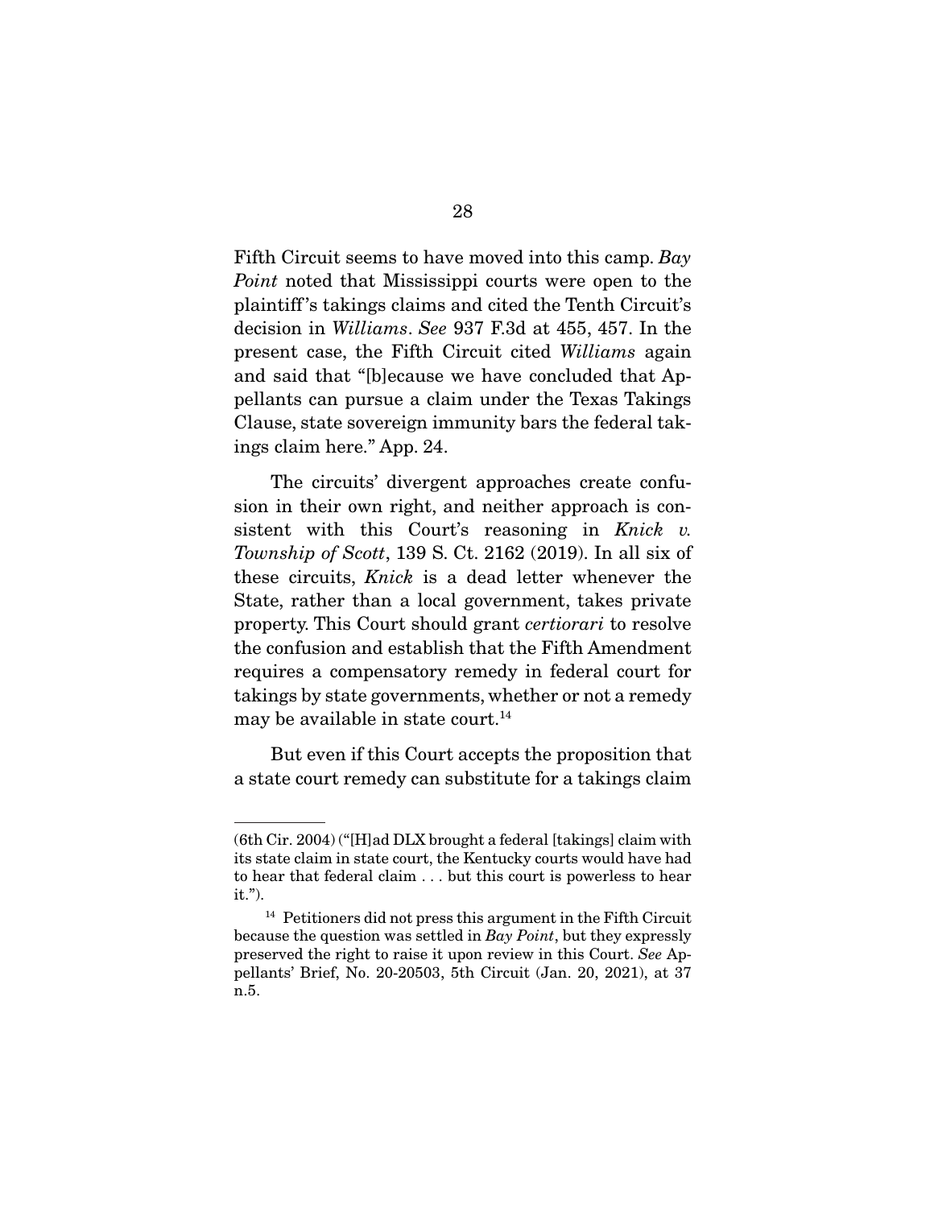Fifth Circuit seems to have moved into this camp. *Bay Point* noted that Mississippi courts were open to the plaintiff's takings claims and cited the Tenth Circuit's decision in *Williams*. *See* 937 F.3d at 455, 457. In the present case, the Fifth Circuit cited *Williams* again and said that "[b]ecause we have concluded that Appellants can pursue a claim under the Texas Takings Clause, state sovereign immunity bars the federal takings claim here." App. 24.

The circuits' divergent approaches create confusion in their own right, and neither approach is consistent with this Court's reasoning in *Knick v. Township of Scott*, 139 S. Ct. 2162 (2019). In all six of these circuits, *Knick* is a dead letter whenever the State, rather than a local government, takes private property. This Court should grant *certiorari* to resolve the confusion and establish that the Fifth Amendment requires a compensatory remedy in federal court for takings by state governments, whether or not a remedy may be available in state court.[14]

But even if this Court accepts the proposition that a state court remedy can substitute for a takings claim

---

(6th Cir. 2004) ("[H]ad DLX brought a federal [takings] claim with its state claim in state court, the Kentucky courts would have had to hear that federal claim . . . but this court is powerless to hear it.").

[14] Petitioners did not press this argument in the Fifth Circuit because the question was settled in *Bay Point*, but they expressly preserved the right to raise it upon review in this Court. *See* Appellants' Brief, No. 20-20503, 5th Circuit (Jan. 20, 2021), at 37 n.5.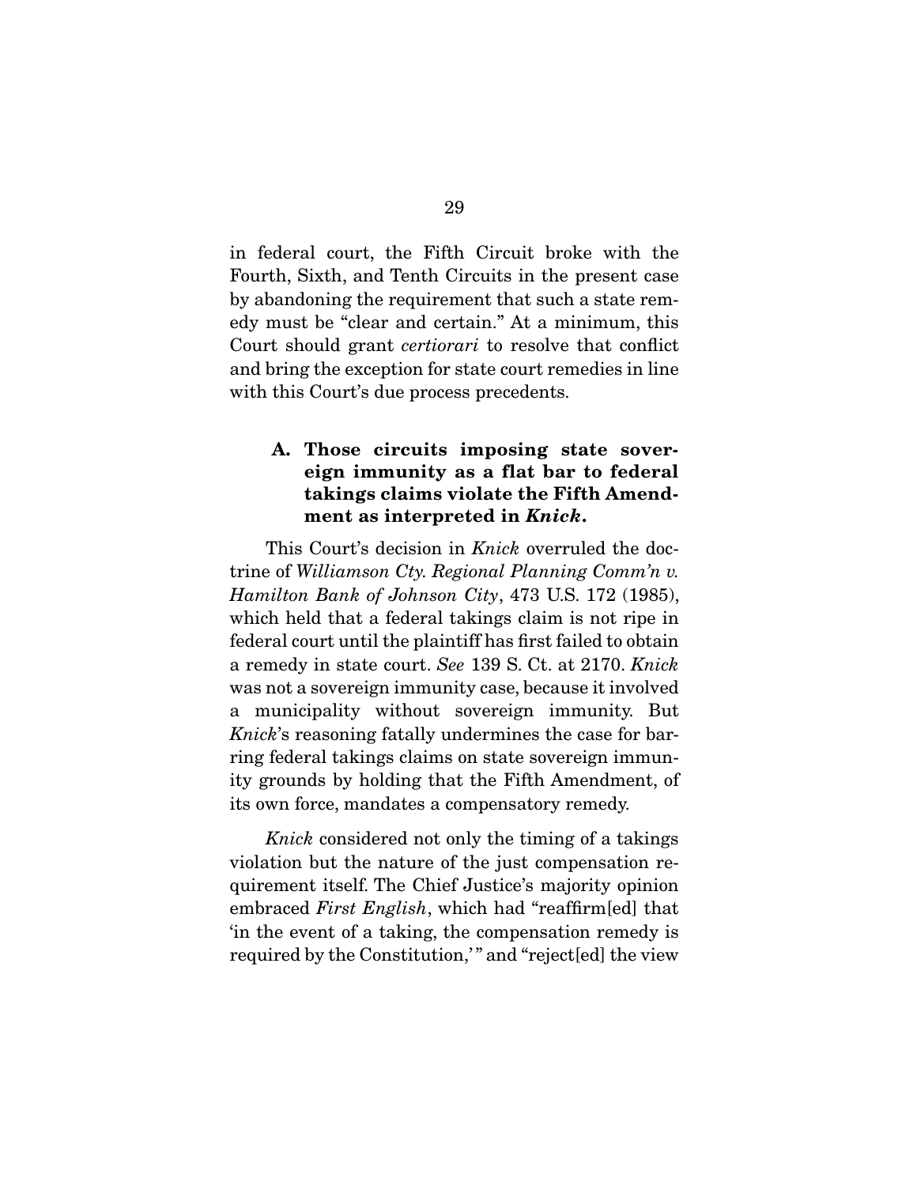in federal court, the Fifth Circuit broke with the Fourth, Sixth, and Tenth Circuits in the present case by abandoning the requirement that such a state remedy must be "clear and certain." At a minimum, this Court should grant *certiorari* to resolve that conflict and bring the exception for state court remedies in line with this Court's due process precedents.

### A. Those circuits imposing state sovereign immunity as a flat bar to federal takings claims violate the Fifth Amendment as interpreted in *Knick*.

This Court's decision in *Knick* overruled the doctrine of *Williamson Cty. Regional Planning Comm'n v. Hamilton Bank of Johnson City*, 473 U.S. 172 (1985), which held that a federal takings claim is not ripe in federal court until the plaintiff has first failed to obtain a remedy in state court. *See* 139 S. Ct. at 2170. *Knick* was not a sovereign immunity case, because it involved a municipality without sovereign immunity. But *Knick*'s reasoning fatally undermines the case for barring federal takings claims on state sovereign immunity grounds by holding that the Fifth Amendment, of its own force, mandates a compensatory remedy.

*Knick* considered not only the timing of a takings violation but the nature of the just compensation requirement itself. The Chief Justice's majority opinion embraced *First English*, which had "reaffirm[ed] that 'in the event of a taking, the compensation remedy is required by the Constitution,'" and "reject[ed] the view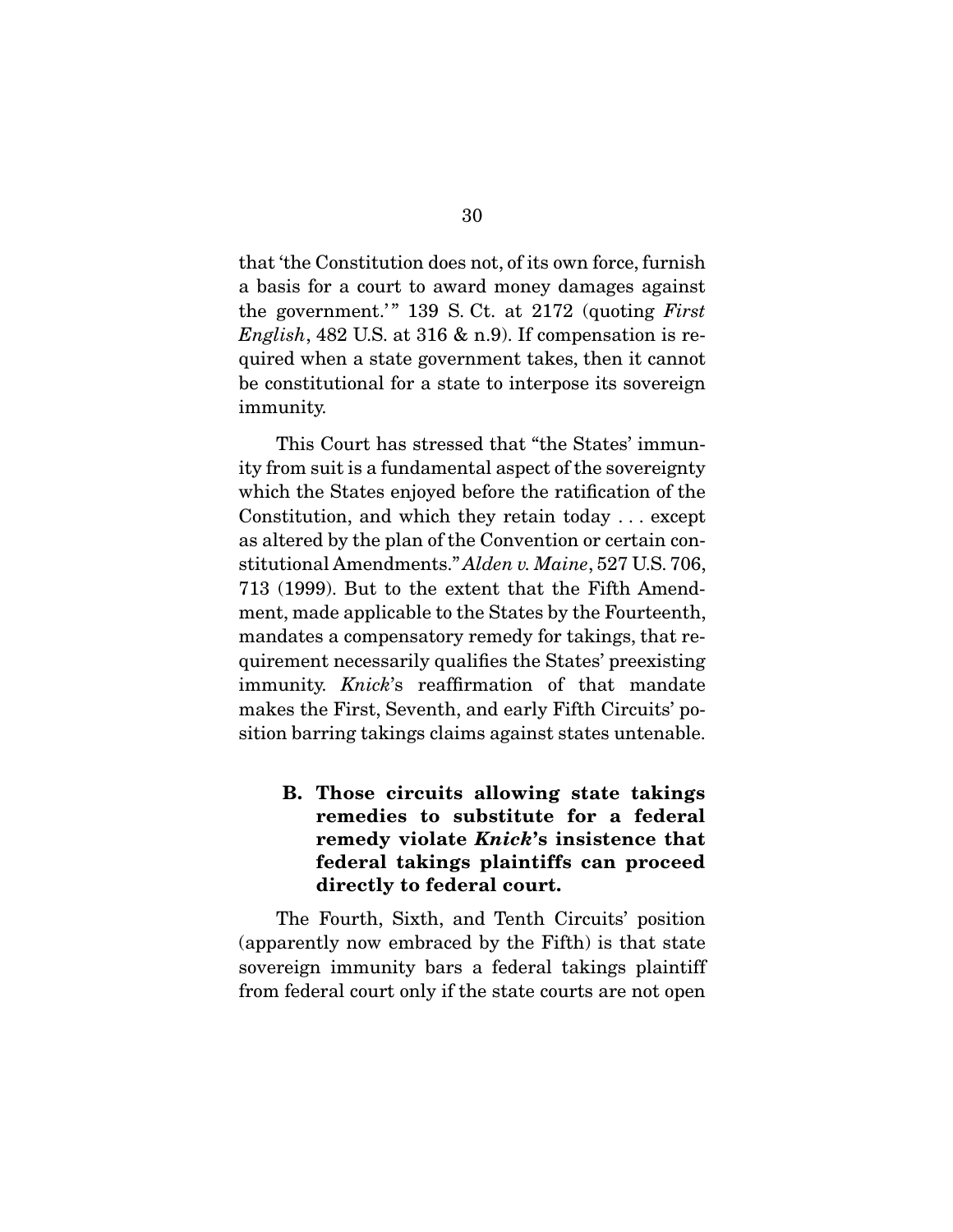that 'the Constitution does not, of its own force, furnish a basis for a court to award money damages against the government.'" 139 S. Ct. at 2172 (quoting *First English*, 482 U.S. at 316 & n.9). If compensation is required when a state government takes, then it cannot be constitutional for a state to interpose its sovereign immunity.

This Court has stressed that "the States' immunity from suit is a fundamental aspect of the sovereignty which the States enjoyed before the ratification of the Constitution, and which they retain today . . . except as altered by the plan of the Convention or certain constitutional Amendments." *Alden v. Maine*, 527 U.S. 706, 713 (1999). But to the extent that the Fifth Amendment, made applicable to the States by the Fourteenth, mandates a compensatory remedy for takings, that requirement necessarily qualifies the States' preexisting immunity. *Knick*'s reaffirmation of that mandate makes the First, Seventh, and early Fifth Circuits' position barring takings claims against states untenable.

### B. Those circuits allowing state takings remedies to substitute for a federal remedy violate *Knick*'s insistence that federal takings plaintiffs can proceed directly to federal court.

The Fourth, Sixth, and Tenth Circuits' position (apparently now embraced by the Fifth) is that state sovereign immunity bars a federal takings plaintiff from federal court only if the state courts are not open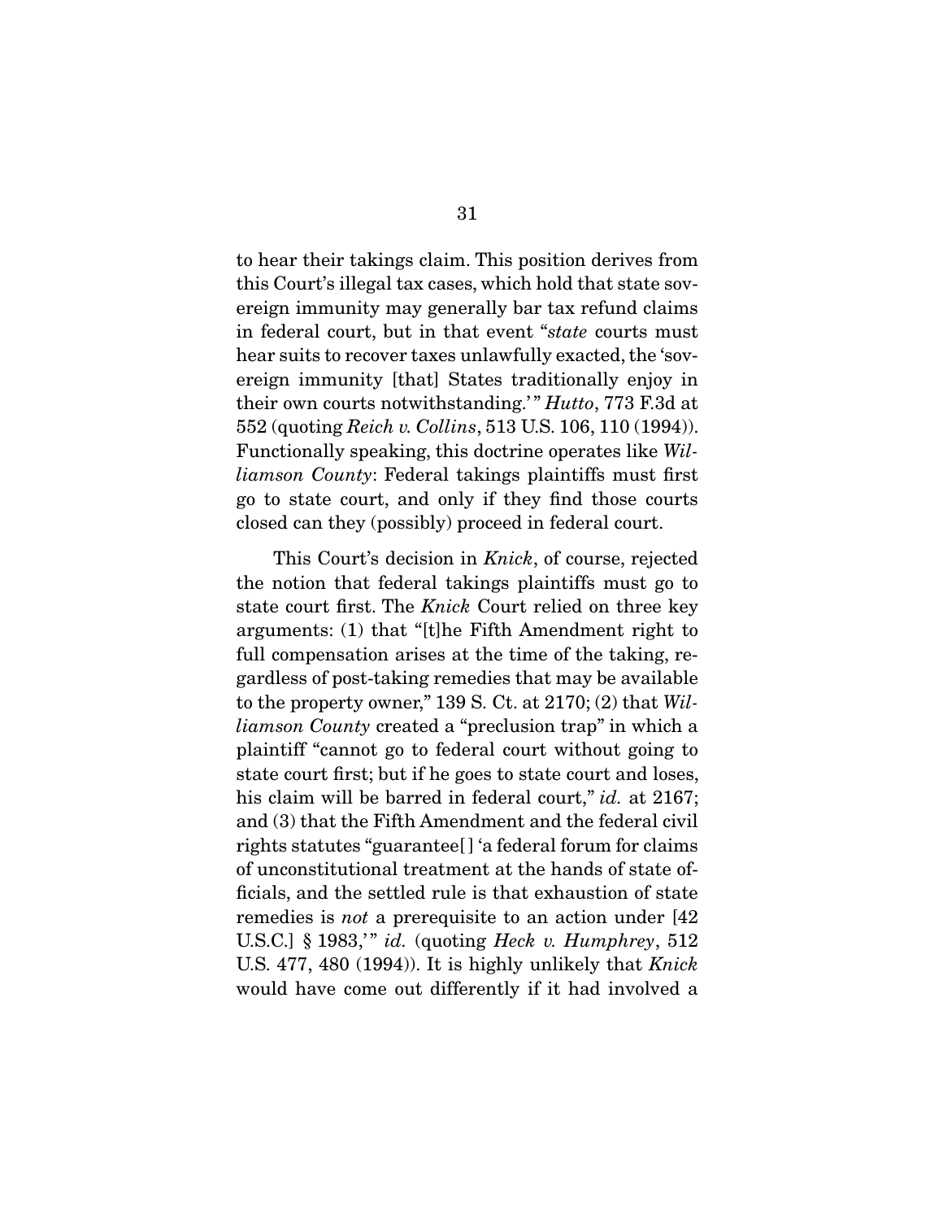to hear their takings claim. This position derives from this Court's illegal tax cases, which hold that state sovereign immunity may generally bar tax refund claims in federal court, but in that event "*state* courts must hear suits to recover taxes unlawfully exacted, the 'sovereign immunity [that] States traditionally enjoy in their own courts notwithstanding.'" *Hutto*, 773 F.3d at 552 (quoting *Reich v. Collins*, 513 U.S. 106, 110 (1994)). Functionally speaking, this doctrine operates like *Williamson County*: Federal takings plaintiffs must first go to state court, and only if they find those courts closed can they (possibly) proceed in federal court.

This Court's decision in *Knick*, of course, rejected the notion that federal takings plaintiffs must go to state court first. The *Knick* Court relied on three key arguments: (1) that "[t]he Fifth Amendment right to full compensation arises at the time of the taking, regardless of post-taking remedies that may be available to the property owner," 139 S. Ct. at 2170; (2) that *Williamson County* created a "preclusion trap" in which a plaintiff "cannot go to federal court without going to state court first; but if he goes to state court and loses, his claim will be barred in federal court," *id.* at 2167; and (3) that the Fifth Amendment and the federal civil rights statutes "guarantee[] 'a federal forum for claims of unconstitutional treatment at the hands of state officials, and the settled rule is that exhaustion of state remedies is *not* a prerequisite to an action under [42 U.S.C.] § 1983,'" *id.* (quoting *Heck v. Humphrey*, 512 U.S. 477, 480 (1994)). It is highly unlikely that *Knick* would have come out differently if it had involved a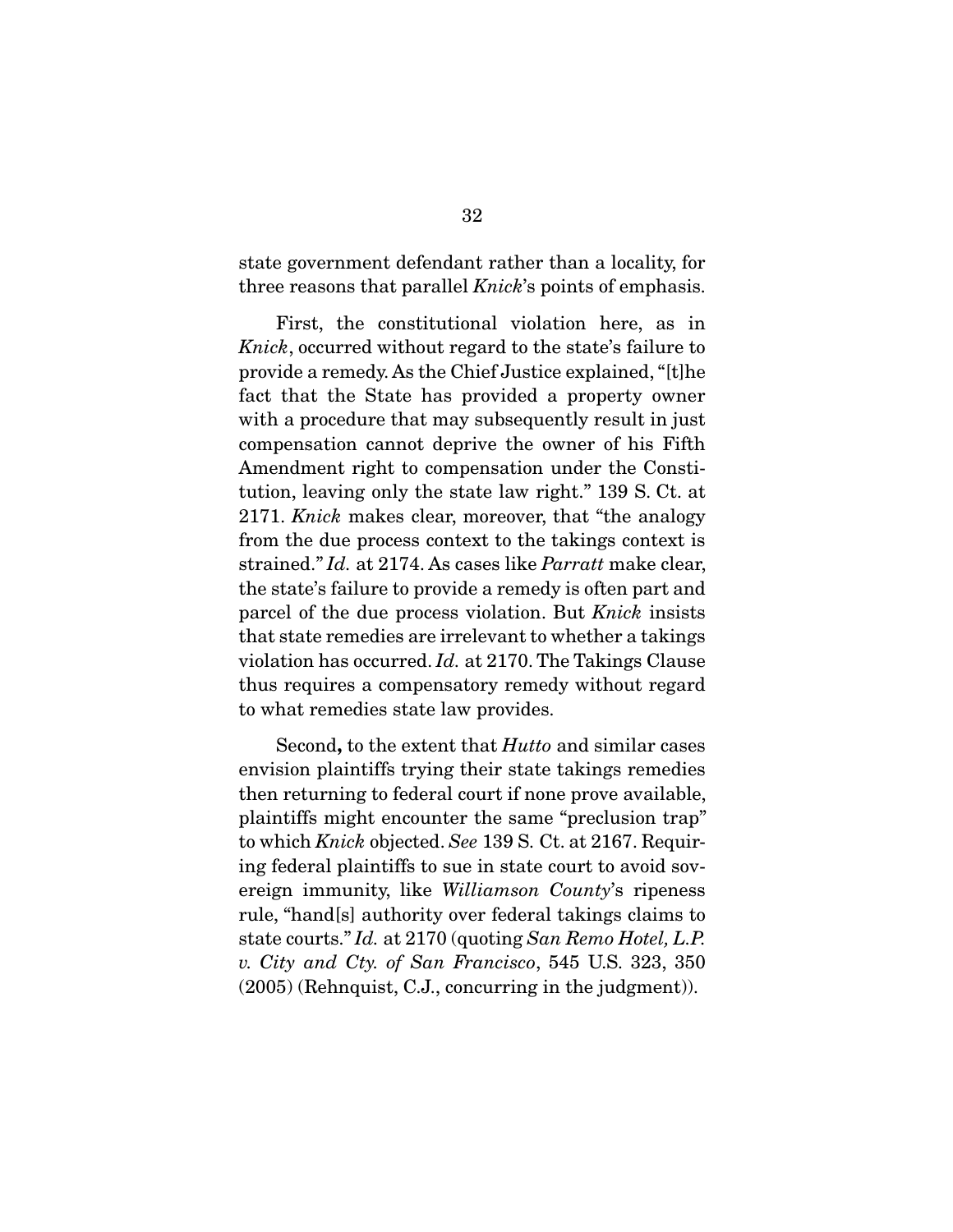state government defendant rather than a locality, for three reasons that parallel *Knick*'s points of emphasis.

First, the constitutional violation here, as in *Knick*, occurred without regard to the state's failure to provide a remedy. As the Chief Justice explained, "[t]he fact that the State has provided a property owner with a procedure that may subsequently result in just compensation cannot deprive the owner of his Fifth Amendment right to compensation under the Constitution, leaving only the state law right." 139 S. Ct. at 2171. *Knick* makes clear, moreover, that "the analogy from the due process context to the takings context is strained." *Id.* at 2174. As cases like *Parratt* make clear, the state's failure to provide a remedy is often part and parcel of the due process violation. But *Knick* insists that state remedies are irrelevant to whether a takings violation has occurred. *Id.* at 2170. The Takings Clause thus requires a compensatory remedy without regard to what remedies state law provides.

Second**,** to the extent that *Hutto* and similar cases envision plaintiffs trying their state takings remedies then returning to federal court if none prove available, plaintiffs might encounter the same "preclusion trap" to which *Knick* objected. *See* 139 S. Ct. at 2167. Requiring federal plaintiffs to sue in state court to avoid sovereign immunity, like *Williamson County*'s ripeness rule, "hand[s] authority over federal takings claims to state courts." *Id.* at 2170 (quoting *San Remo Hotel, L.P. v. City and Cty. of San Francisco*, 545 U.S. 323, 350 (2005) (Rehnquist, C.J., concurring in the judgment)).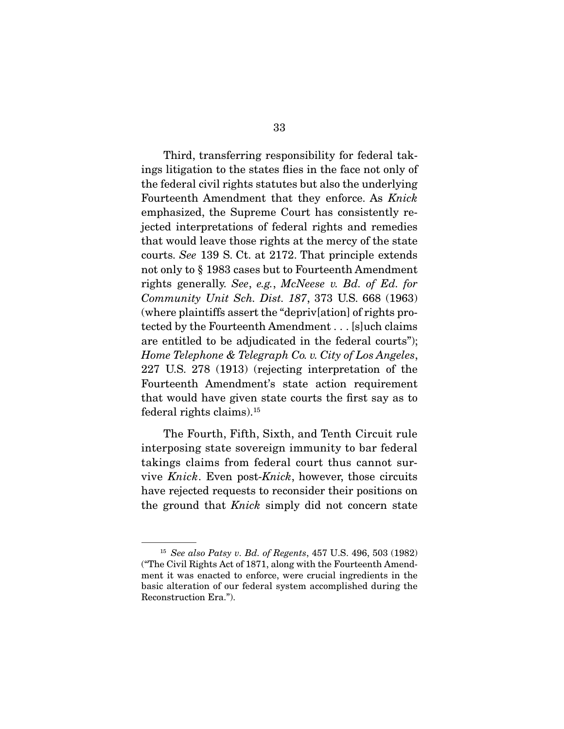Third, transferring responsibility for federal takings litigation to the states flies in the face not only of the federal civil rights statutes but also the underlying Fourteenth Amendment that they enforce. As *Knick* emphasized, the Supreme Court has consistently rejected interpretations of federal rights and remedies that would leave those rights at the mercy of the state courts. *See* 139 S. Ct. at 2172. That principle extends not only to § 1983 cases but to Fourteenth Amendment rights generally. *See*, *e.g.*, *McNeese v. Bd. of Ed. for Community Unit Sch. Dist. 187*, 373 U.S. 668 (1963) (where plaintiffs assert the "depriv[ation] of rights protected by the Fourteenth Amendment . . . [s]uch claims are entitled to be adjudicated in the federal courts"); *Home Telephone & Telegraph Co. v. City of Los Angeles*, 227 U.S. 278 (1913) (rejecting interpretation of the Fourteenth Amendment's state action requirement that would have given state courts the first say as to federal rights claims).[15]

The Fourth, Fifth, Sixth, and Tenth Circuit rule interposing state sovereign immunity to bar federal takings claims from federal court thus cannot survive *Knick*. Even post-*Knick*, however, those circuits have rejected requests to reconsider their positions on the ground that *Knick* simply did not concern state

---

[15] *See also Patsy v. Bd. of Regents*, 457 U.S. 496, 503 (1982) ("The Civil Rights Act of 1871, along with the Fourteenth Amendment it was enacted to enforce, were crucial ingredients in the basic alteration of our federal system accomplished during the Reconstruction Era.").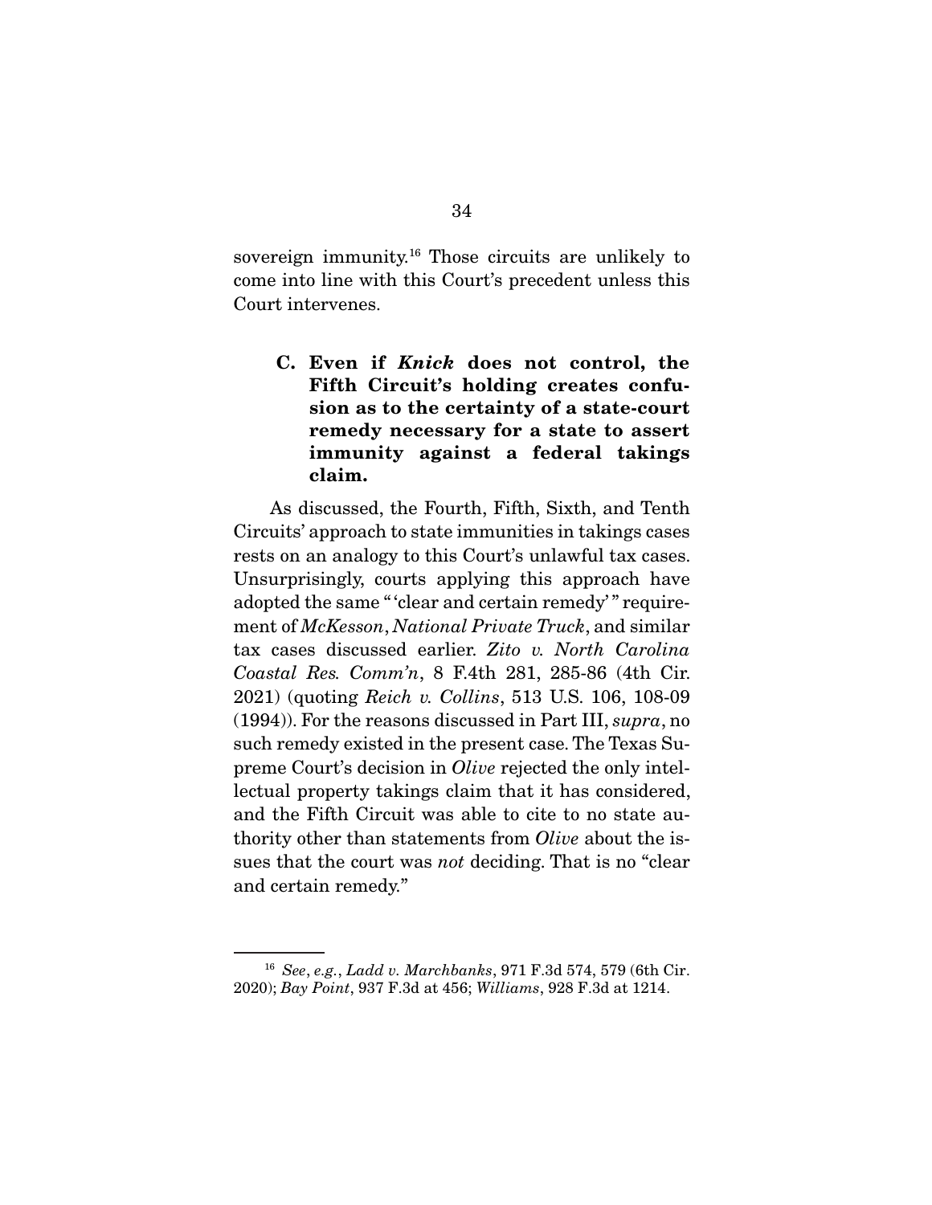sovereign immunity.[16] Those circuits are unlikely to come into line with this Court's precedent unless this Court intervenes.

### C. Even if *Knick* does not control, the Fifth Circuit's holding creates confusion as to the certainty of a state-court remedy necessary for a state to assert immunity against a federal takings claim.

As discussed, the Fourth, Fifth, Sixth, and Tenth Circuits' approach to state immunities in takings cases rests on an analogy to this Court's unlawful tax cases. Unsurprisingly, courts applying this approach have adopted the same "'clear and certain remedy'" requirement of *McKesson*, *National Private Truck*, and similar tax cases discussed earlier. *Zito v. North Carolina Coastal Res. Comm'n*, 8 F.4th 281, 285-86 (4th Cir. 2021) (quoting *Reich v. Collins*, 513 U.S. 106, 108-09 (1994)). For the reasons discussed in Part III, *supra*, no such remedy existed in the present case. The Texas Supreme Court's decision in *Olive* rejected the only intellectual property takings claim that it has considered, and the Fifth Circuit was able to cite to no state authority other than statements from *Olive* about the issues that the court was *not* deciding. That is no "clear and certain remedy."

---

[16] *See*, *e.g.*, *Ladd v. Marchbanks*, 971 F.3d 574, 579 (6th Cir. 2020); *Bay Point*, 937 F.3d at 456; *Williams*, 928 F.3d at 1214.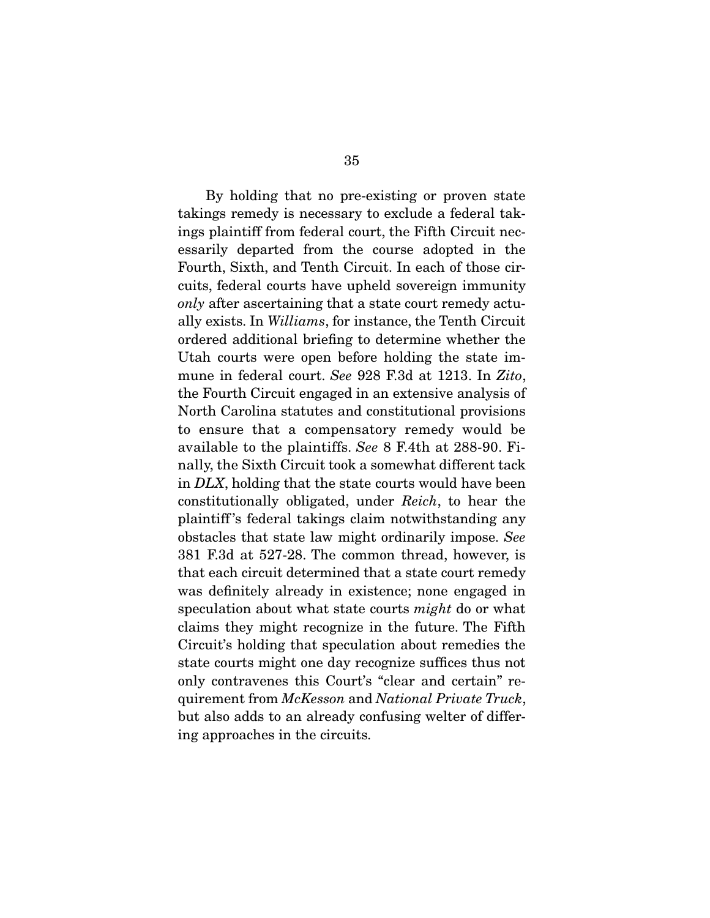By holding that no pre-existing or proven state takings remedy is necessary to exclude a federal takings plaintiff from federal court, the Fifth Circuit necessarily departed from the course adopted in the Fourth, Sixth, and Tenth Circuit. In each of those circuits, federal courts have upheld sovereign immunity *only* after ascertaining that a state court remedy actually exists. In *Williams*, for instance, the Tenth Circuit ordered additional briefing to determine whether the Utah courts were open before holding the state immune in federal court. *See* 928 F.3d at 1213. In *Zito*, the Fourth Circuit engaged in an extensive analysis of North Carolina statutes and constitutional provisions to ensure that a compensatory remedy would be available to the plaintiffs. *See* 8 F.4th at 288-90. Finally, the Sixth Circuit took a somewhat different tack in *DLX*, holding that the state courts would have been constitutionally obligated, under *Reich*, to hear the plaintiff's federal takings claim notwithstanding any obstacles that state law might ordinarily impose. *See* 381 F.3d at 527-28. The common thread, however, is that each circuit determined that a state court remedy was definitely already in existence; none engaged in speculation about what state courts *might* do or what claims they might recognize in the future. The Fifth Circuit's holding that speculation about remedies the state courts might one day recognize suffices thus not only contravenes this Court's "clear and certain" requirement from *McKesson* and *National Private Truck*, but also adds to an already confusing welter of differing approaches in the circuits.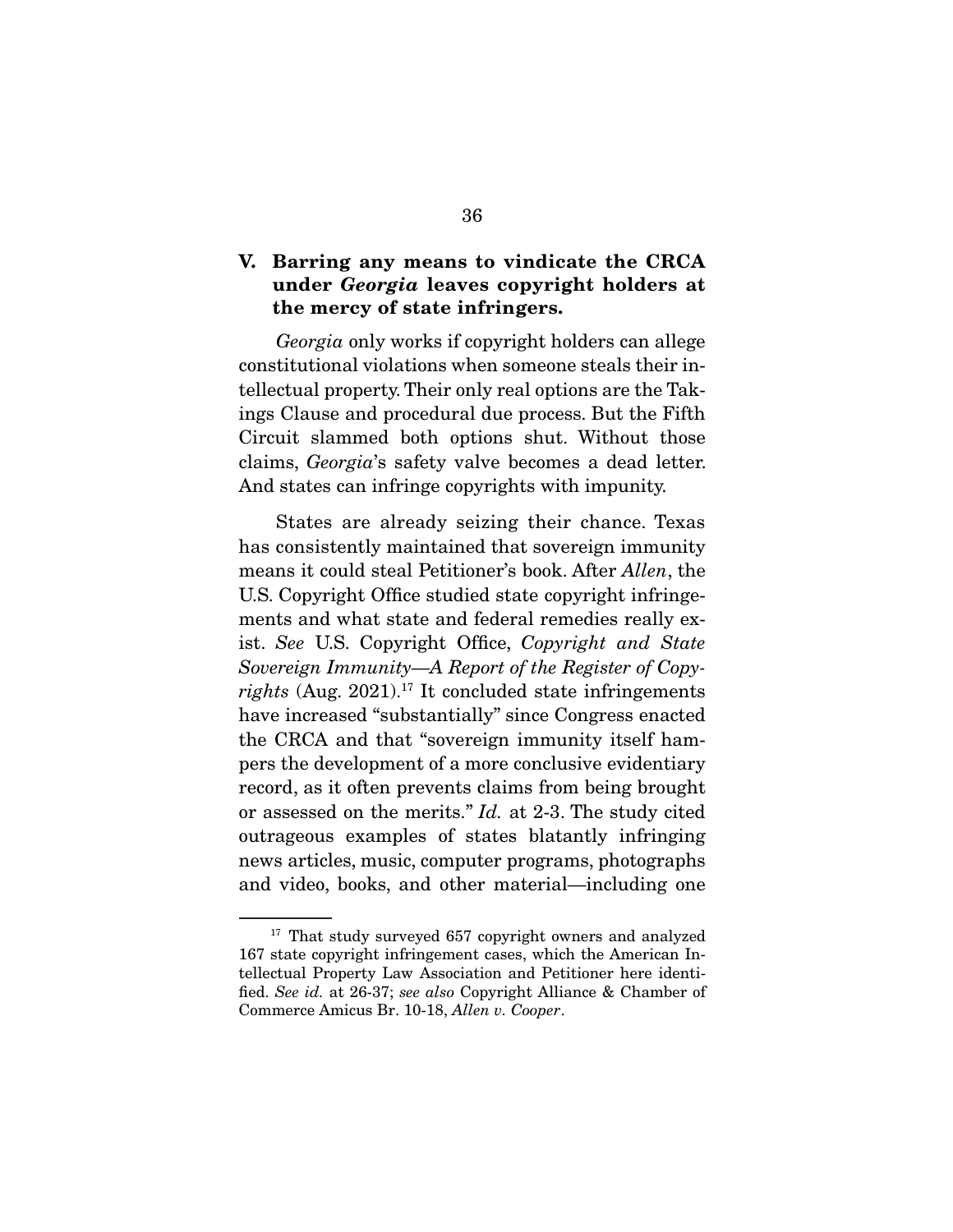## V. Barring any means to vindicate the CRCA under *Georgia* leaves copyright holders at the mercy of state infringers.

*Georgia* only works if copyright holders can allege constitutional violations when someone steals their intellectual property. Their only real options are the Takings Clause and procedural due process. But the Fifth Circuit slammed both options shut. Without those claims, *Georgia*'s safety valve becomes a dead letter. And states can infringe copyrights with impunity.

States are already seizing their chance. Texas has consistently maintained that sovereign immunity means it could steal Petitioner's book. After *Allen*, the U.S. Copyright Office studied state copyright infringements and what state and federal remedies really exist. *See* U.S. Copyright Office, *Copyright and State Sovereign Immunity—A Report of the Register of Copyrights* (Aug. 2021).[17] It concluded state infringements have increased "substantially" since Congress enacted the CRCA and that "sovereign immunity itself hampers the development of a more conclusive evidentiary record, as it often prevents claims from being brought or assessed on the merits." *Id.* at 2-3. The study cited outrageous examples of states blatantly infringing news articles, music, computer programs, photographs and video, books, and other material—including one

---

[17] That study surveyed 657 copyright owners and analyzed 167 state copyright infringement cases, which the American Intellectual Property Law Association and Petitioner here identified. *See id.* at 26-37; *see also* Copyright Alliance & Chamber of Commerce Amicus Br. 10-18, *Allen v. Cooper*.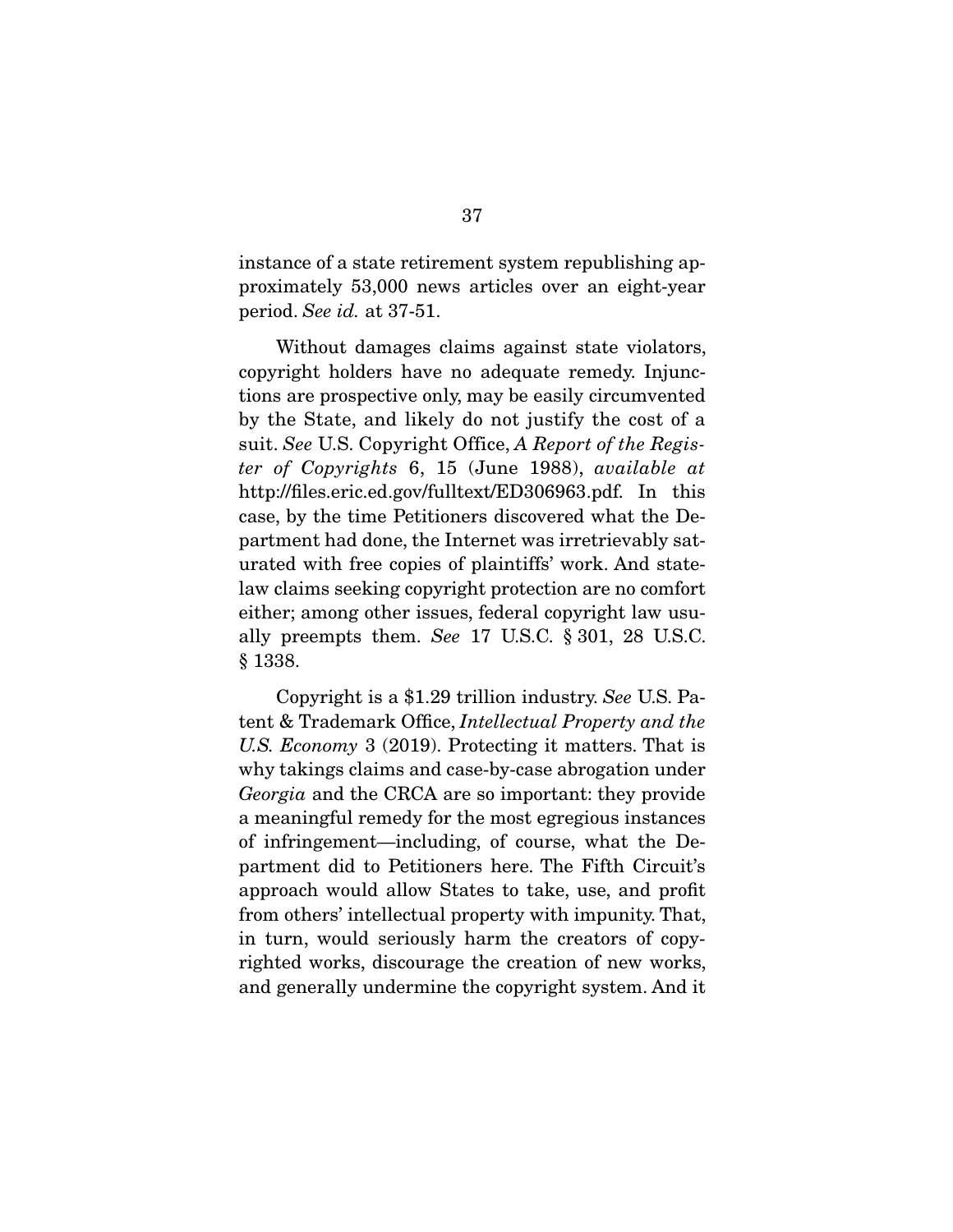instance of a state retirement system republishing approximately 53,000 news articles over an eight-year period. *See id.* at 37-51.

Without damages claims against state violators, copyright holders have no adequate remedy. Injunctions are prospective only, may be easily circumvented by the State, and likely do not justify the cost of a suit. *See* U.S. Copyright Office, *A Report of the Register of Copyrights* 6, 15 (June 1988), *available at* http://files.eric.ed.gov/fulltext/ED306963.pdf. In this case, by the time Petitioners discovered what the Department had done, the Internet was irretrievably saturated with free copies of plaintiffs' work. And state-law claims seeking copyright protection are no comfort either; among other issues, federal copyright law usually preempts them. *See* 17 U.S.C. § 301, 28 U.S.C. § 1338.

Copyright is a $1.29 trillion industry. *See* U.S. Patent & Trademark Office, *Intellectual Property and the U.S. Economy* 3 (2019). Protecting it matters. That is why takings claims and case-by-case abrogation under *Georgia* and the CRCA are so important: they provide a meaningful remedy for the most egregious instances of infringement—including, of course, what the Department did to Petitioners here. The Fifth Circuit's approach would allow States to take, use, and profit from others' intellectual property with impunity. That, in turn, would seriously harm the creators of copyrighted works, discourage the creation of new works, and generally undermine the copyright system. And it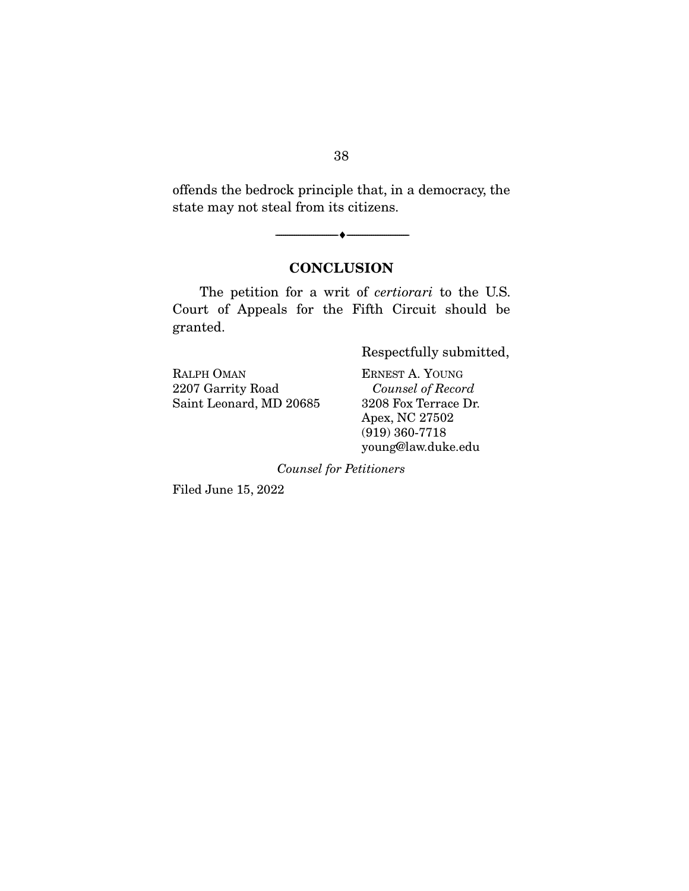offends the bedrock principle that, in a democracy, the state may not steal from its citizens.

---

## CONCLUSION

The petition for a writ of *certiorari* to the U.S. Court of Appeals for the Fifth Circuit should be granted.

Respectfully submitted,

RALPH OMAN
2207 Garrity Road
Saint Leonard, MD 20685

ERNEST A. YOUNG
*Counsel of Record*
3208 Fox Terrace Dr.
Apex, NC 27502
(919) 360-7718
young@law.duke.edu

*Counsel for Petitioners*

Filed June 15, 2022